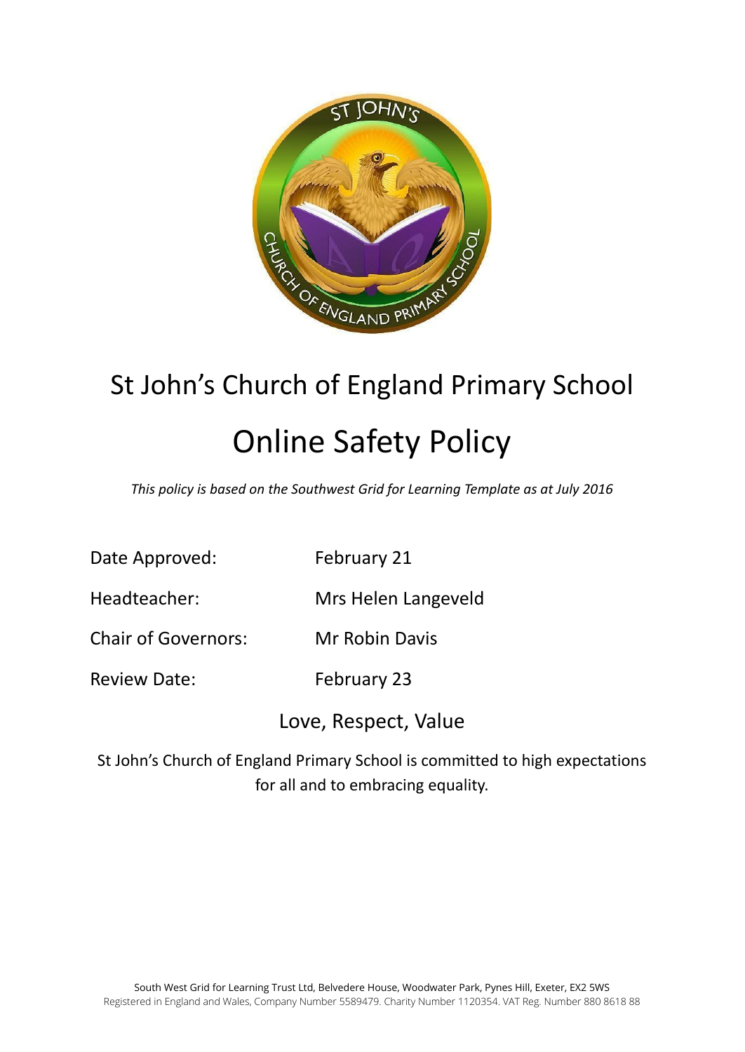# St John's Church of England Primary School

# Online Safety Policy

*This policy is based on the Southwest Grid for Learning Template as at July 2016*

| | |
|---|---|
| Date Approved: | February 21 |
| Headteacher: | Mrs Helen Langeveld |
| Chair of Governors: | Mr Robin Davis |
| Review Date: | February 23 |

Love, Respect, Value

St John's Church of England Primary School is committed to high expectations for all and to embracing equality.

South West Grid for Learning Trust Ltd, Belvedere House, Woodwater Park, Pynes Hill, Exeter, EX2 5WS
Registered in England and Wales, Company Number 5589479. Charity Number 1120354. VAT Reg. Number 880 8618 88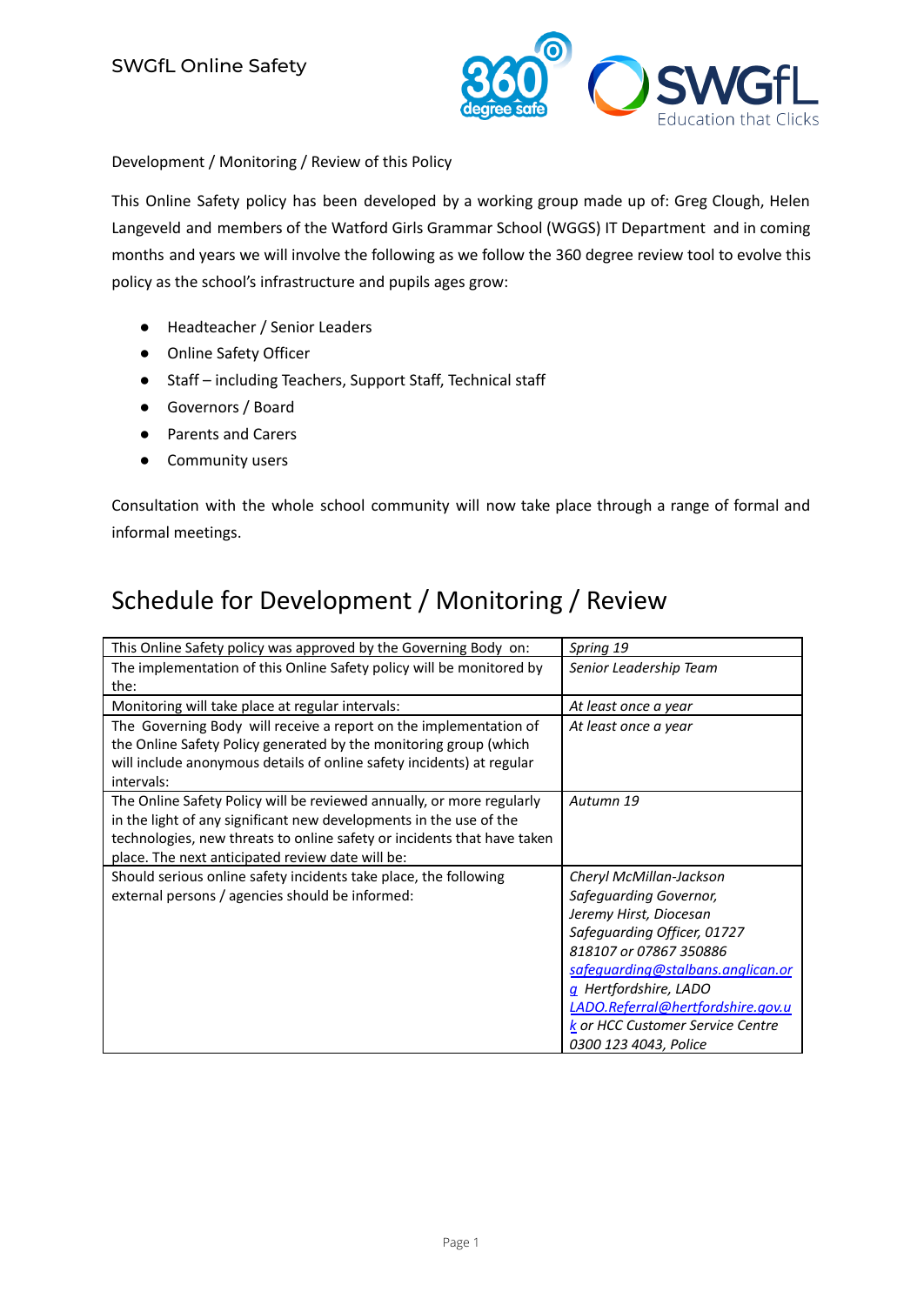Development / Monitoring / Review of this Policy

This Online Safety policy has been developed by a working group made up of: Greg Clough, Helen Langeveld and members of the Watford Girls Grammar School (WGGS) IT Department and in coming months and years we will involve the following as we follow the 360 degree review tool to evolve this policy as the school's infrastructure and pupils ages grow:

- Headteacher / Senior Leaders
- Online Safety Officer
- Staff – including Teachers, Support Staff, Technical staff
- Governors / Board
- Parents and Carers
- Community users

Consultation with the whole school community will now take place through a range of formal and informal meetings.

# Schedule for Development / Monitoring / Review

| | |
|---|---|
| This Online Safety policy was approved by the Governing Body on: | *Spring 19* |
| The implementation of this Online Safety policy will be monitored by the: | *Senior Leadership Team* |
| Monitoring will take place at regular intervals: | *At least once a year* |
| The Governing Body will receive a report on the implementation of the Online Safety Policy generated by the monitoring group (which will include anonymous details of online safety incidents) at regular intervals: | *At least once a year* |
| The Online Safety Policy will be reviewed annually, or more regularly in the light of any significant new developments in the use of the technologies, new threats to online safety or incidents that have taken place. The next anticipated review date will be: | *Autumn 19* |
| Should serious online safety incidents take place, the following external persons / agencies should be informed: | *Cheryl McMillan-Jackson Safeguarding Governor, Jeremy Hirst, Diocesan Safeguarding Officer, 01727 818107 or 07867 350886 safeguarding@stalbans.anglican.org Hertfordshire, LADO LADO.Referral@hertfordshire.gov.uk or HCC Customer Service Centre 0300 123 4043, Police* |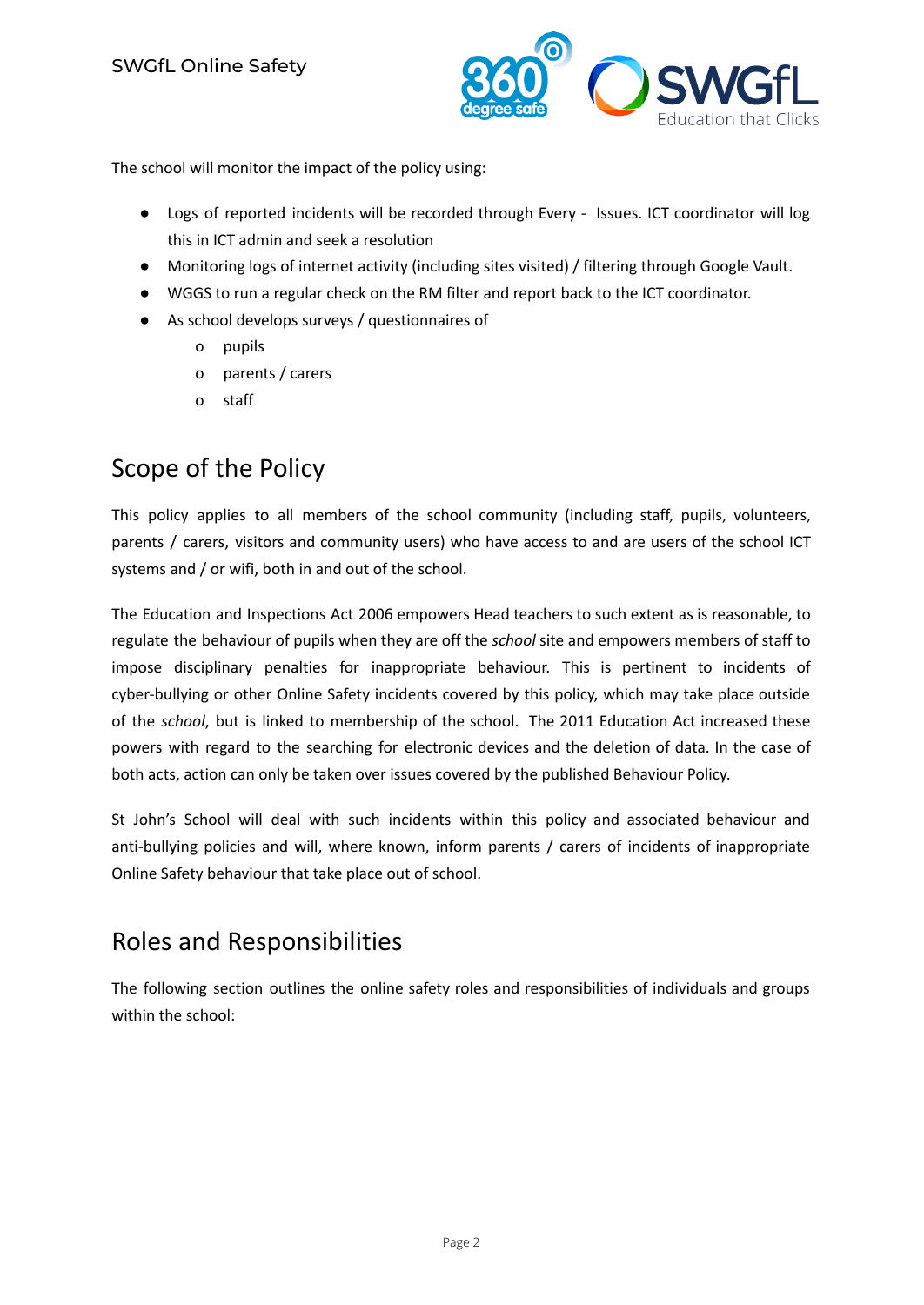The school will monitor the impact of the policy using:

- Logs of reported incidents will be recorded through Every - Issues. ICT coordinator will log this in ICT admin and seek a resolution
- Monitoring logs of internet activity (including sites visited) / filtering through Google Vault.
- WGGS to run a regular check on the RM filter and report back to the ICT coordinator.
- As school develops surveys / questionnaires of
  - pupils
  - parents / carers
  - staff

## Scope of the Policy

This policy applies to all members of the school community (including staff, pupils, volunteers, parents / carers, visitors and community users) who have access to and are users of the school ICT systems and / or wifi, both in and out of the school.

The Education and Inspections Act 2006 empowers Head teachers to such extent as is reasonable, to regulate the behaviour of pupils when they are off the *school* site and empowers members of staff to impose disciplinary penalties for inappropriate behaviour. This is pertinent to incidents of cyber-bullying or other Online Safety incidents covered by this policy, which may take place outside of the *school*, but is linked to membership of the school. The 2011 Education Act increased these powers with regard to the searching for electronic devices and the deletion of data. In the case of both acts, action can only be taken over issues covered by the published Behaviour Policy.

St John's School will deal with such incidents within this policy and associated behaviour and anti-bullying policies and will, where known, inform parents / carers of incidents of inappropriate Online Safety behaviour that take place out of school.

## Roles and Responsibilities

The following section outlines the online safety roles and responsibilities of individuals and groups within the school: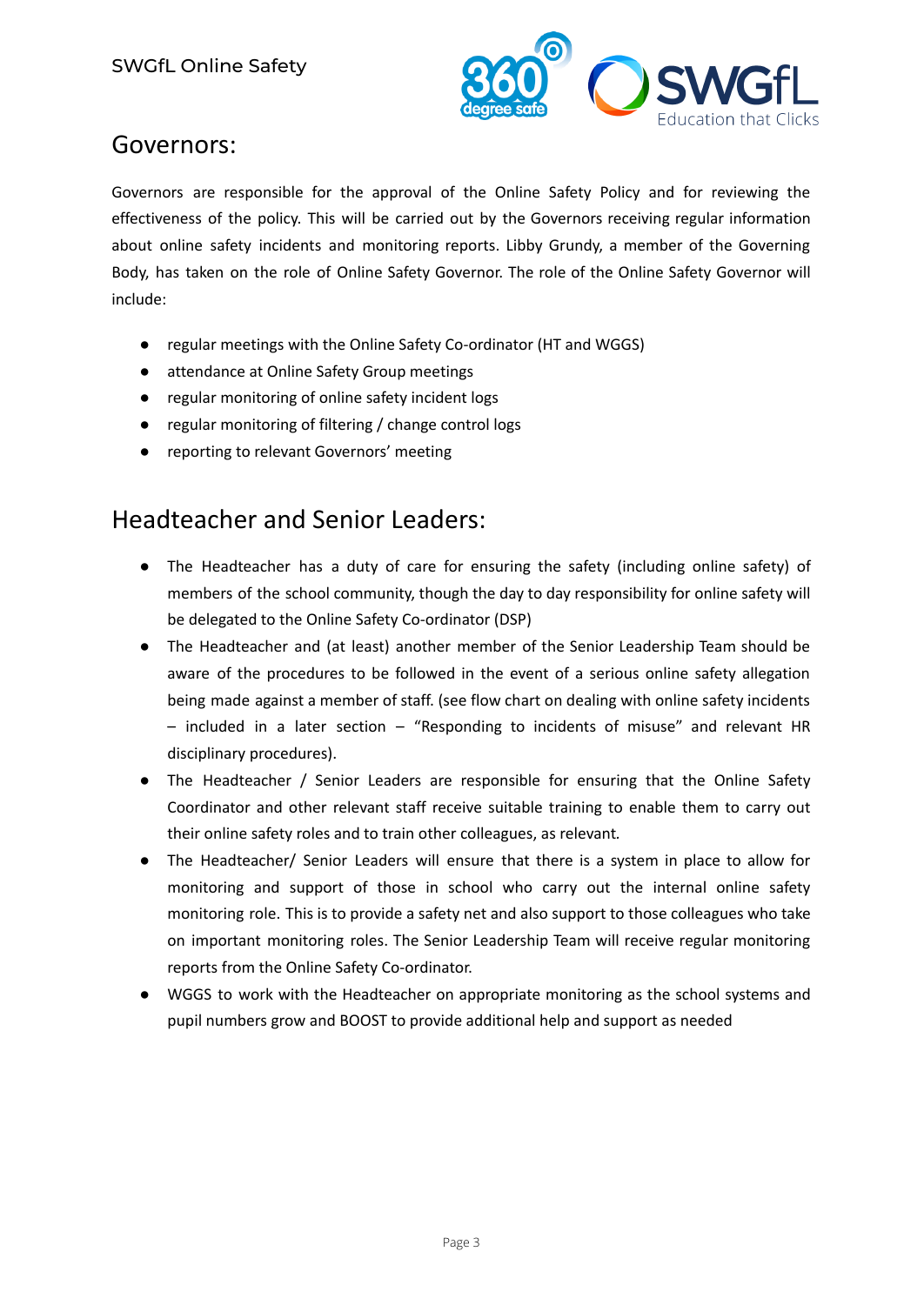## Governors:

Governors are responsible for the approval of the Online Safety Policy and for reviewing the effectiveness of the policy. This will be carried out by the Governors receiving regular information about online safety incidents and monitoring reports. Libby Grundy, a member of the Governing Body, has taken on the role of Online Safety Governor. The role of the Online Safety Governor will include:

- regular meetings with the Online Safety Co-ordinator (HT and WGGS)
- attendance at Online Safety Group meetings
- regular monitoring of online safety incident logs
- regular monitoring of filtering / change control logs
- reporting to relevant Governors' meeting

## Headteacher and Senior Leaders:

- The Headteacher has a duty of care for ensuring the safety (including online safety) of members of the school community, though the day to day responsibility for online safety will be delegated to the Online Safety Co-ordinator (DSP)
- The Headteacher and (at least) another member of the Senior Leadership Team should be aware of the procedures to be followed in the event of a serious online safety allegation being made against a member of staff. (see flow chart on dealing with online safety incidents – included in a later section – "Responding to incidents of misuse" and relevant HR disciplinary procedures).
- The Headteacher / Senior Leaders are responsible for ensuring that the Online Safety Coordinator and other relevant staff receive suitable training to enable them to carry out their online safety roles and to train other colleagues, as relevant.
- The Headteacher/ Senior Leaders will ensure that there is a system in place to allow for monitoring and support of those in school who carry out the internal online safety monitoring role. This is to provide a safety net and also support to those colleagues who take on important monitoring roles. The Senior Leadership Team will receive regular monitoring reports from the Online Safety Co-ordinator.
- WGGS to work with the Headteacher on appropriate monitoring as the school systems and pupil numbers grow and BOOST to provide additional help and support as needed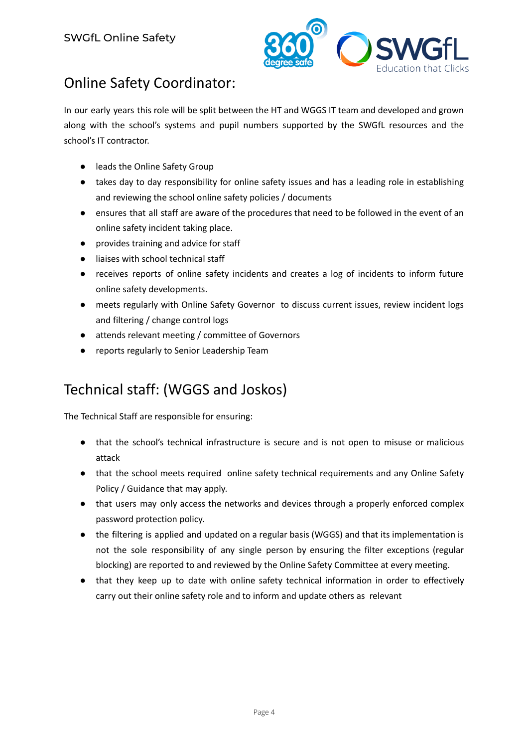## Online Safety Coordinator:

In our early years this role will be split between the HT and WGGS IT team and developed and grown along with the school's systems and pupil numbers supported by the SWGfL resources and the school's IT contractor.

- leads the Online Safety Group
- takes day to day responsibility for online safety issues and has a leading role in establishing and reviewing the school online safety policies / documents
- ensures that all staff are aware of the procedures that need to be followed in the event of an online safety incident taking place.
- provides training and advice for staff
- liaises with school technical staff
- receives reports of online safety incidents and creates a log of incidents to inform future online safety developments.
- meets regularly with Online Safety Governor to discuss current issues, review incident logs and filtering / change control logs
- attends relevant meeting / committee of Governors
- reports regularly to Senior Leadership Team

## Technical staff: (WGGS and Joskos)

The Technical Staff are responsible for ensuring:

- that the school's technical infrastructure is secure and is not open to misuse or malicious attack
- that the school meets required online safety technical requirements and any Online Safety Policy / Guidance that may apply.
- that users may only access the networks and devices through a properly enforced complex password protection policy.
- the filtering is applied and updated on a regular basis (WGGS) and that its implementation is not the sole responsibility of any single person by ensuring the filter exceptions (regular blocking) are reported to and reviewed by the Online Safety Committee at every meeting.
- that they keep up to date with online safety technical information in order to effectively carry out their online safety role and to inform and update others as relevant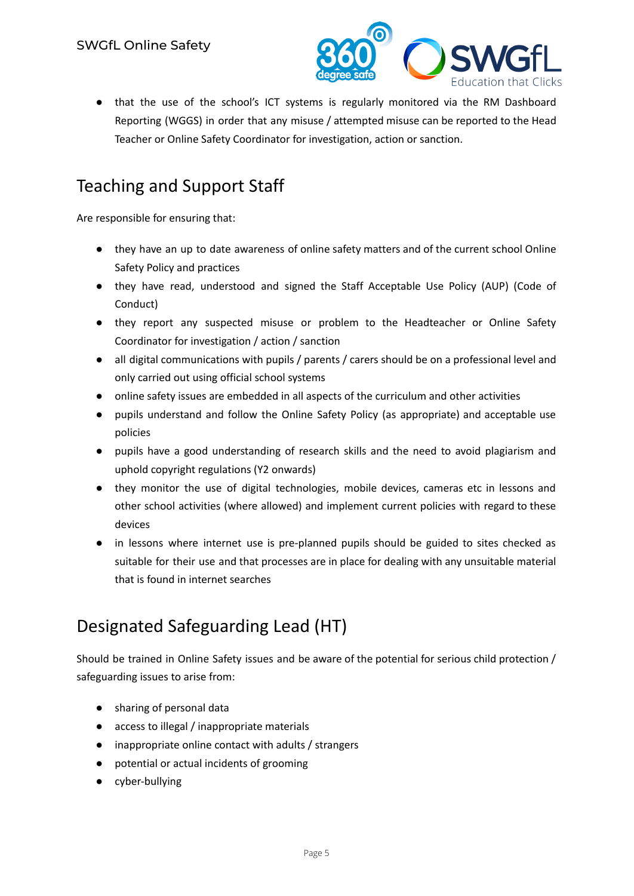- that the use of the school's ICT systems is regularly monitored via the RM Dashboard Reporting (WGGS) in order that any misuse / attempted misuse can be reported to the Head Teacher or Online Safety Coordinator for investigation, action or sanction.

## Teaching and Support Staff

Are responsible for ensuring that:

- they have an up to date awareness of online safety matters and of the current school Online Safety Policy and practices
- they have read, understood and signed the Staff Acceptable Use Policy (AUP) (Code of Conduct)
- they report any suspected misuse or problem to the Headteacher or Online Safety Coordinator for investigation / action / sanction
- all digital communications with pupils / parents / carers should be on a professional level and only carried out using official school systems
- online safety issues are embedded in all aspects of the curriculum and other activities
- pupils understand and follow the Online Safety Policy (as appropriate) and acceptable use policies
- pupils have a good understanding of research skills and the need to avoid plagiarism and uphold copyright regulations (Y2 onwards)
- they monitor the use of digital technologies, mobile devices, cameras etc in lessons and other school activities (where allowed) and implement current policies with regard to these devices
- in lessons where internet use is pre-planned pupils should be guided to sites checked as suitable for their use and that processes are in place for dealing with any unsuitable material that is found in internet searches

## Designated Safeguarding Lead (HT)

Should be trained in Online Safety issues and be aware of the potential for serious child protection / safeguarding issues to arise from:

- sharing of personal data
- access to illegal / inappropriate materials
- inappropriate online contact with adults / strangers
- potential or actual incidents of grooming
- cyber-bullying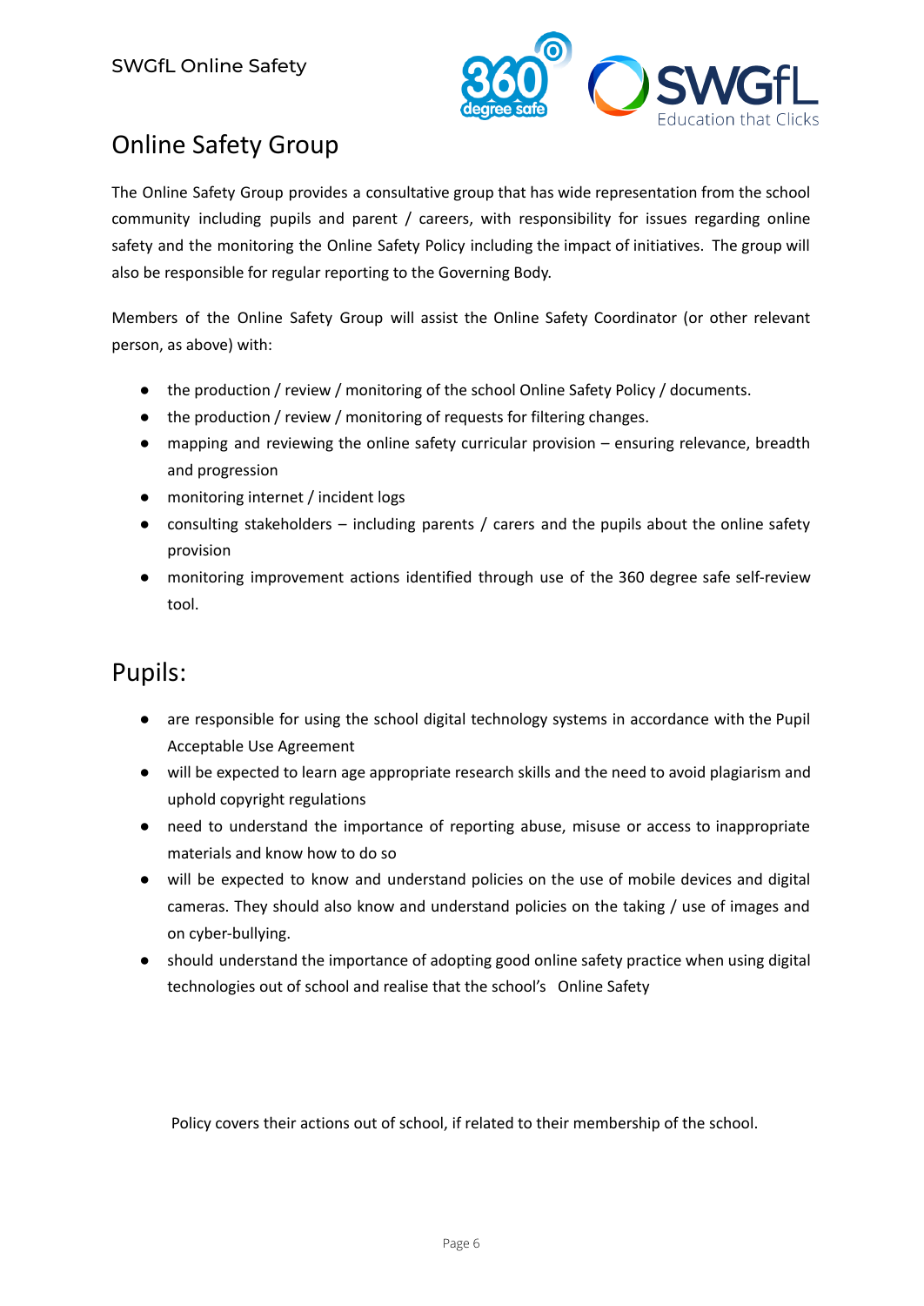## Online Safety Group

The Online Safety Group provides a consultative group that has wide representation from the school community including pupils and parent / careers, with responsibility for issues regarding online safety and the monitoring the Online Safety Policy including the impact of initiatives. The group will also be responsible for regular reporting to the Governing Body.

Members of the Online Safety Group will assist the Online Safety Coordinator (or other relevant person, as above) with:

- the production / review / monitoring of the school Online Safety Policy / documents.
- the production / review / monitoring of requests for filtering changes.
- mapping and reviewing the online safety curricular provision – ensuring relevance, breadth and progression
- monitoring internet / incident logs
- consulting stakeholders – including parents / carers and the pupils about the online safety provision
- monitoring improvement actions identified through use of the 360 degree safe self-review tool.

## Pupils:

- are responsible for using the school digital technology systems in accordance with the Pupil Acceptable Use Agreement
- will be expected to learn age appropriate research skills and the need to avoid plagiarism and uphold copyright regulations
- need to understand the importance of reporting abuse, misuse or access to inappropriate materials and know how to do so
- will be expected to know and understand policies on the use of mobile devices and digital cameras. They should also know and understand policies on the taking / use of images and on cyber-bullying.
- should understand the importance of adopting good online safety practice when using digital technologies out of school and realise that the school's Online Safety

Policy covers their actions out of school, if related to their membership of the school.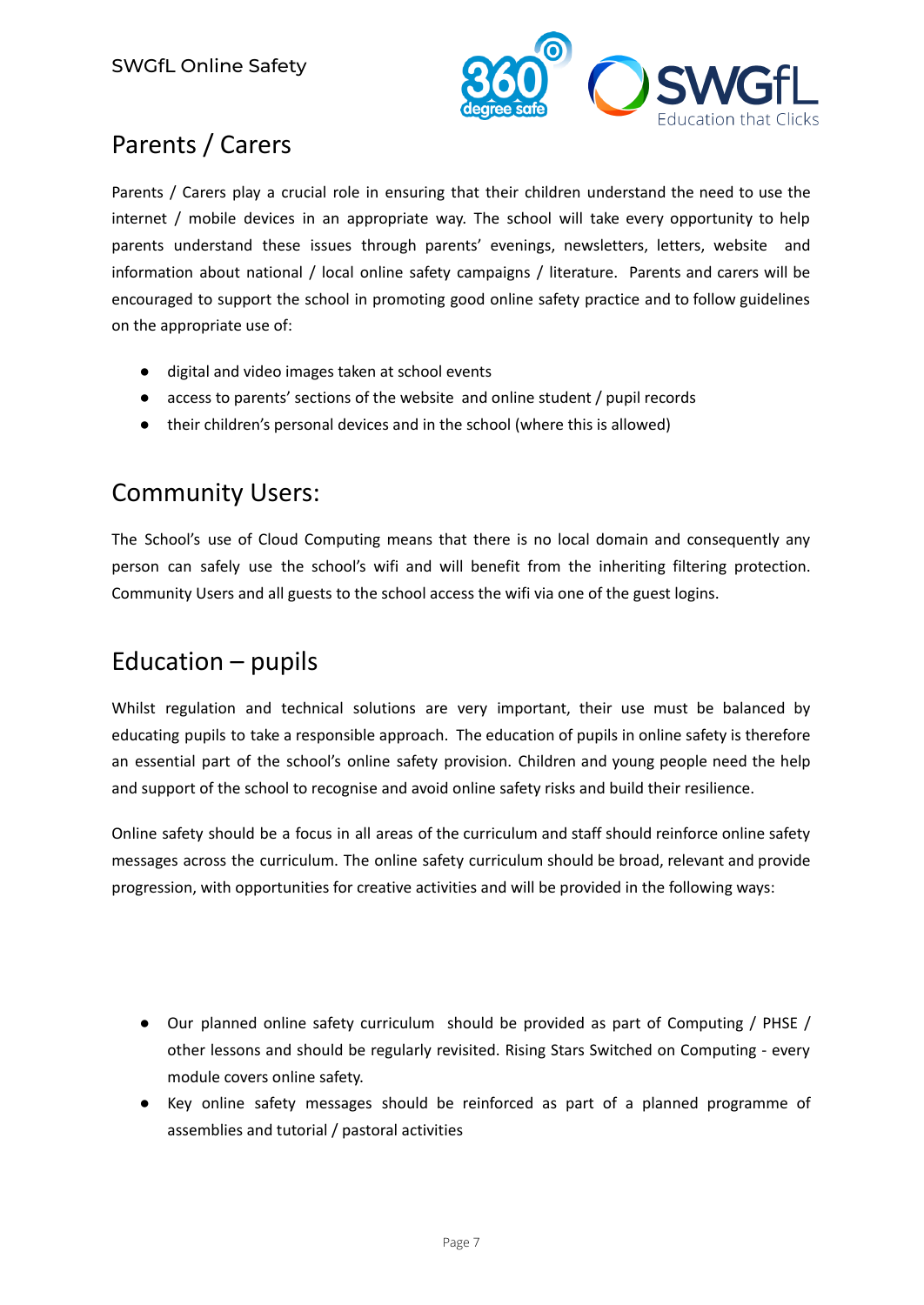## Parents / Carers

Parents / Carers play a crucial role in ensuring that their children understand the need to use the internet / mobile devices in an appropriate way. The school will take every opportunity to help parents understand these issues through parents' evenings, newsletters, letters, website and information about national / local online safety campaigns / literature. Parents and carers will be encouraged to support the school in promoting good online safety practice and to follow guidelines on the appropriate use of:

- digital and video images taken at school events
- access to parents' sections of the website and online student / pupil records
- their children's personal devices and in the school (where this is allowed)

## Community Users:

The School's use of Cloud Computing means that there is no local domain and consequently any person can safely use the school's wifi and will benefit from the inheriting filtering protection. Community Users and all guests to the school access the wifi via one of the guest logins.

## Education – pupils

Whilst regulation and technical solutions are very important, their use must be balanced by educating pupils to take a responsible approach. The education of pupils in online safety is therefore an essential part of the school's online safety provision. Children and young people need the help and support of the school to recognise and avoid online safety risks and build their resilience.

Online safety should be a focus in all areas of the curriculum and staff should reinforce online safety messages across the curriculum. The online safety curriculum should be broad, relevant and provide progression, with opportunities for creative activities and will be provided in the following ways:

- Our planned online safety curriculum should be provided as part of Computing / PHSE / other lessons and should be regularly revisited. Rising Stars Switched on Computing - every module covers online safety.
- Key online safety messages should be reinforced as part of a planned programme of assemblies and tutorial / pastoral activities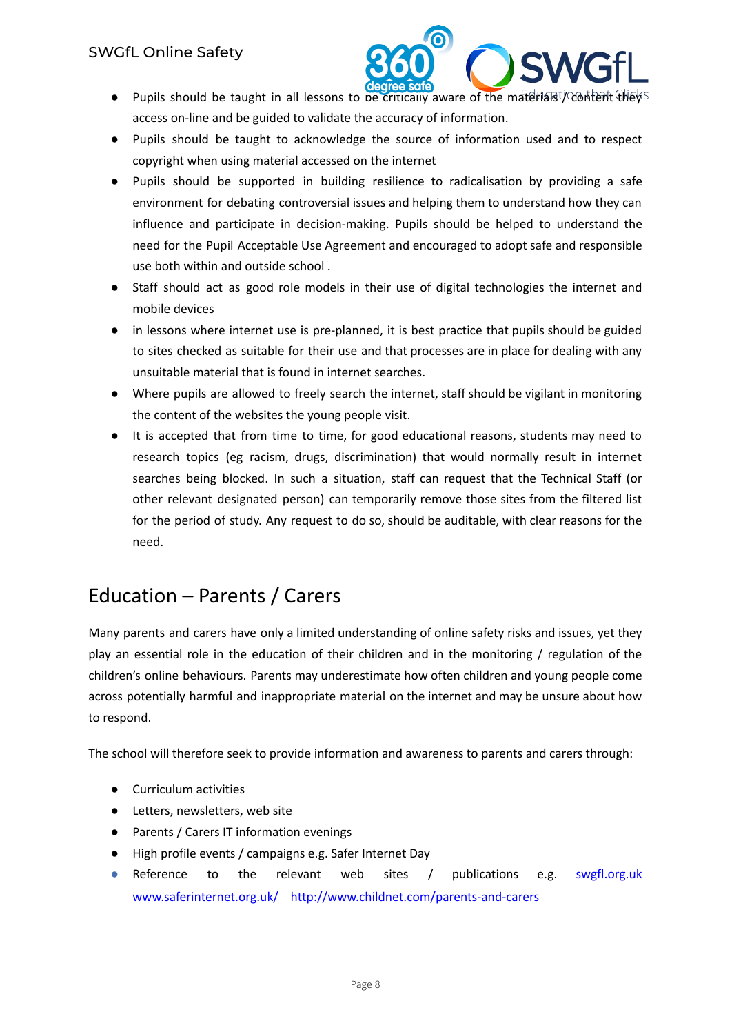- Pupils should be taught in all lessons to be critically aware of the materials / content they access on-line and be guided to validate the accuracy of information.
- Pupils should be taught to acknowledge the source of information used and to respect copyright when using material accessed on the internet
- Pupils should be supported in building resilience to radicalisation by providing a safe environment for debating controversial issues and helping them to understand how they can influence and participate in decision-making. Pupils should be helped to understand the need for the Pupil Acceptable Use Agreement and encouraged to adopt safe and responsible use both within and outside school .
- Staff should act as good role models in their use of digital technologies the internet and mobile devices
- in lessons where internet use is pre-planned, it is best practice that pupils should be guided to sites checked as suitable for their use and that processes are in place for dealing with any unsuitable material that is found in internet searches.
- Where pupils are allowed to freely search the internet, staff should be vigilant in monitoring the content of the websites the young people visit.
- It is accepted that from time to time, for good educational reasons, students may need to research topics (eg racism, drugs, discrimination) that would normally result in internet searches being blocked. In such a situation, staff can request that the Technical Staff (or other relevant designated person) can temporarily remove those sites from the filtered list for the period of study. Any request to do so, should be auditable, with clear reasons for the need.

# Education – Parents / Carers

Many parents and carers have only a limited understanding of online safety risks and issues, yet they play an essential role in the education of their children and in the monitoring / regulation of the children's online behaviours. Parents may underestimate how often children and young people come across potentially harmful and inappropriate material on the internet and may be unsure about how to respond.

The school will therefore seek to provide information and awareness to parents and carers through:

- Curriculum activities
- Letters, newsletters, web site
- Parents / Carers IT information evenings
- High profile events / campaigns e.g. Safer Internet Day
- Reference to the relevant web sites / publications e.g. [swgfl.org.uk](swgfl.org.uk) [www.saferinternet.org.uk/](www.saferinternet.org.uk/) [http://www.childnet.com/parents-and-carers](http://www.childnet.com/parents-and-carers)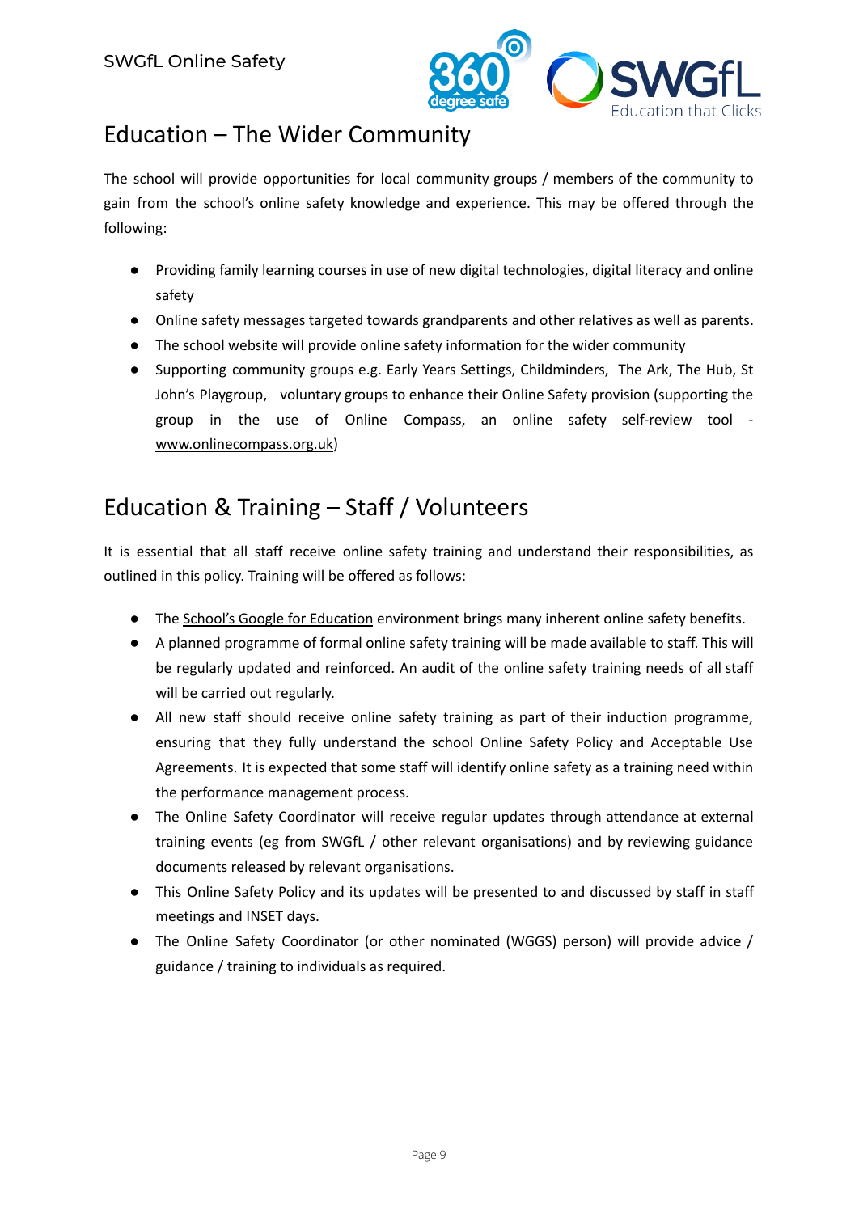## Education – The Wider Community

The school will provide opportunities for local community groups / members of the community to gain from the school's online safety knowledge and experience. This may be offered through the following:

- Providing family learning courses in use of new digital technologies, digital literacy and online safety
- Online safety messages targeted towards grandparents and other relatives as well as parents.
- The school website will provide online safety information for the wider community
- Supporting community groups e.g. Early Years Settings, Childminders, The Ark, The Hub, St John's Playgroup, voluntary groups to enhance their Online Safety provision (supporting the group in the use of Online Compass, an online safety self-review tool - www.onlinecompass.org.uk)

## Education & Training – Staff / Volunteers

It is essential that all staff receive online safety training and understand their responsibilities, as outlined in this policy. Training will be offered as follows:

- The School's Google for Education environment brings many inherent online safety benefits.
- A planned programme of formal online safety training will be made available to staff. This will be regularly updated and reinforced. An audit of the online safety training needs of all staff will be carried out regularly.
- All new staff should receive online safety training as part of their induction programme, ensuring that they fully understand the school Online Safety Policy and Acceptable Use Agreements. It is expected that some staff will identify online safety as a training need within the performance management process.
- The Online Safety Coordinator will receive regular updates through attendance at external training events (eg from SWGfL / other relevant organisations) and by reviewing guidance documents released by relevant organisations.
- This Online Safety Policy and its updates will be presented to and discussed by staff in staff meetings and INSET days.
- The Online Safety Coordinator (or other nominated (WGGS) person) will provide advice / guidance / training to individuals as required.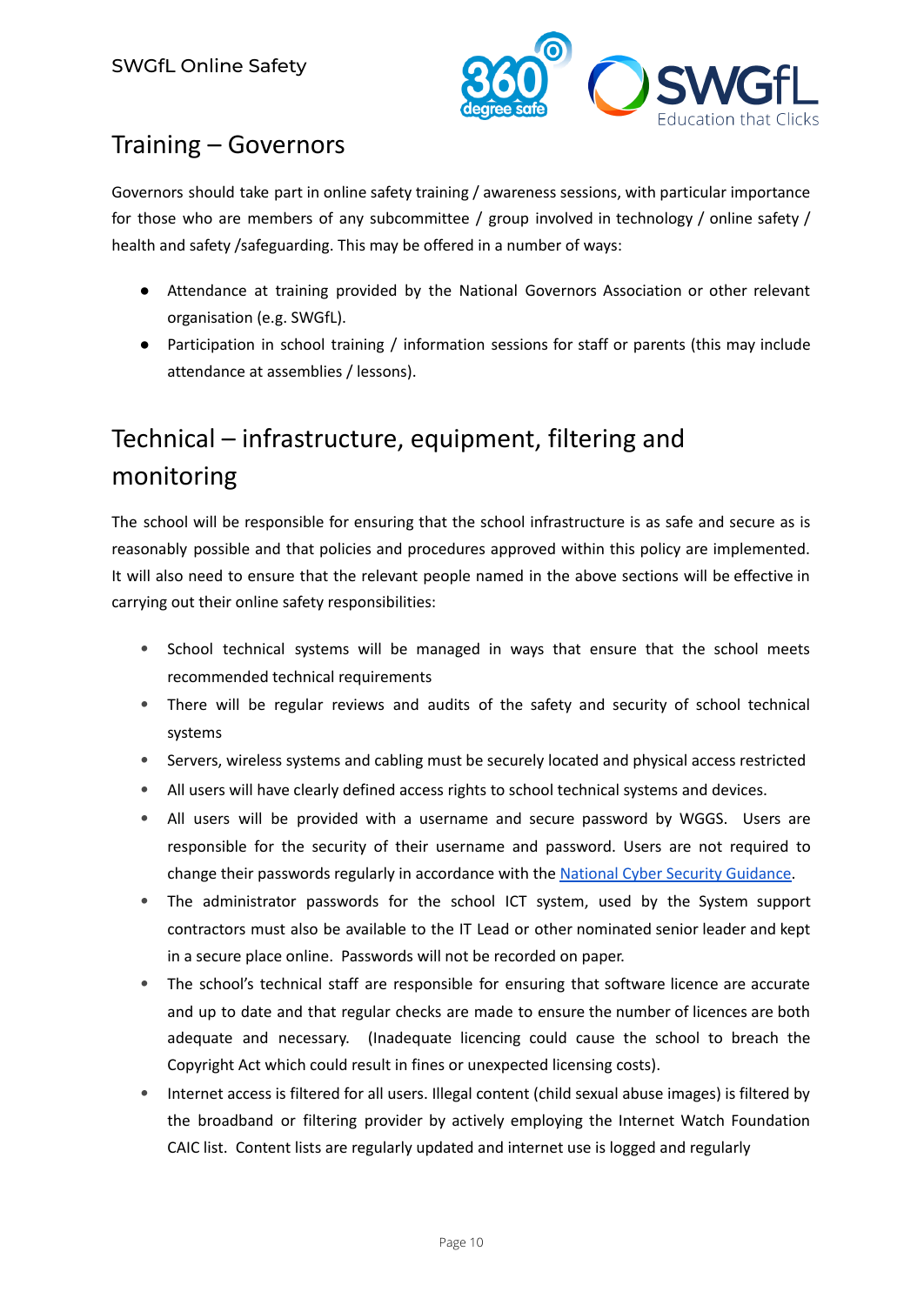## Training – Governors

Governors should take part in online safety training / awareness sessions, with particular importance for those who are members of any subcommittee / group involved in technology / online safety / health and safety /safeguarding. This may be offered in a number of ways:

- Attendance at training provided by the National Governors Association or other relevant organisation (e.g. SWGfL).
- Participation in school training / information sessions for staff or parents (this may include attendance at assemblies / lessons).

## Technical – infrastructure, equipment, filtering and monitoring

The school will be responsible for ensuring that the school infrastructure is as safe and secure as is reasonably possible and that policies and procedures approved within this policy are implemented. It will also need to ensure that the relevant people named in the above sections will be effective in carrying out their online safety responsibilities:

- School technical systems will be managed in ways that ensure that the school meets recommended technical requirements
- There will be regular reviews and audits of the safety and security of school technical systems
- Servers, wireless systems and cabling must be securely located and physical access restricted
- All users will have clearly defined access rights to school technical systems and devices.
- All users will be provided with a username and secure password by WGGS. Users are responsible for the security of their username and password. Users are not required to change their passwords regularly in accordance with the [National Cyber Security Guidance](National Cyber Security Guidance).
- The administrator passwords for the school ICT system, used by the System support contractors must also be available to the IT Lead or other nominated senior leader and kept in a secure place online. Passwords will not be recorded on paper.
- The school's technical staff are responsible for ensuring that software licence are accurate and up to date and that regular checks are made to ensure the number of licences are both adequate and necessary. (Inadequate licencing could cause the school to breach the Copyright Act which could result in fines or unexpected licensing costs).
- Internet access is filtered for all users. Illegal content (child sexual abuse images) is filtered by the broadband or filtering provider by actively employing the Internet Watch Foundation CAIC list. Content lists are regularly updated and internet use is logged and regularly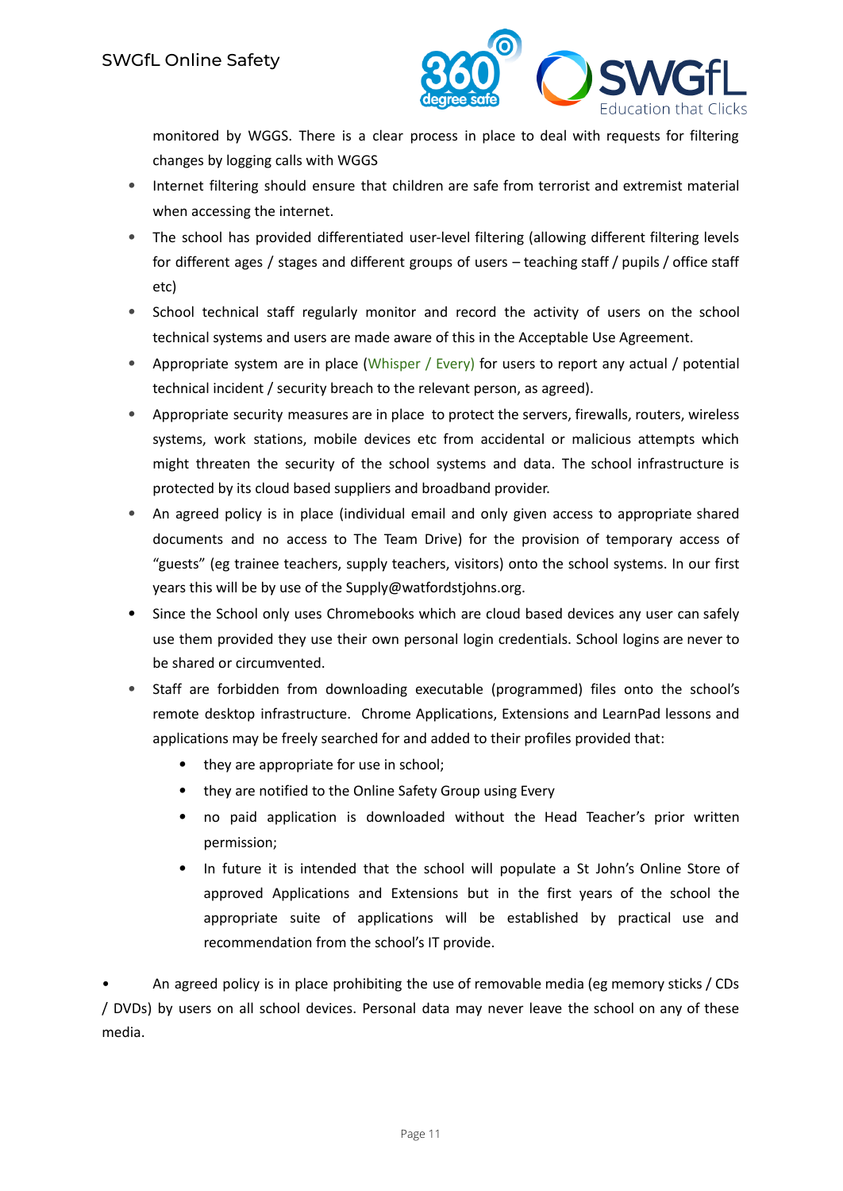monitored by WGGS. There is a clear process in place to deal with requests for filtering changes by logging calls with WGGS

- Internet filtering should ensure that children are safe from terrorist and extremist material when accessing the internet.
- The school has provided differentiated user-level filtering (allowing different filtering levels for different ages / stages and different groups of users – teaching staff / pupils / office staff etc)
- School technical staff regularly monitor and record the activity of users on the school technical systems and users are made aware of this in the Acceptable Use Agreement.
- Appropriate system are in place (Whisper / Every) for users to report any actual / potential technical incident / security breach to the relevant person, as agreed).
- Appropriate security measures are in place to protect the servers, firewalls, routers, wireless systems, work stations, mobile devices etc from accidental or malicious attempts which might threaten the security of the school systems and data. The school infrastructure is protected by its cloud based suppliers and broadband provider.
- An agreed policy is in place (individual email and only given access to appropriate shared documents and no access to The Team Drive) for the provision of temporary access of "guests" (eg trainee teachers, supply teachers, visitors) onto the school systems. In our first years this will be by use of the Supply@watfordstjohns.org.
- Since the School only uses Chromebooks which are cloud based devices any user can safely use them provided they use their own personal login credentials. School logins are never to be shared or circumvented.
- Staff are forbidden from downloading executable (programmed) files onto the school's remote desktop infrastructure. Chrome Applications, Extensions and LearnPad lessons and applications may be freely searched for and added to their profiles provided that:
  - they are appropriate for use in school;
  - they are notified to the Online Safety Group using Every
  - no paid application is downloaded without the Head Teacher's prior written permission;
  - In future it is intended that the school will populate a St John's Online Store of approved Applications and Extensions but in the first years of the school the appropriate suite of applications will be established by practical use and recommendation from the school's IT provide.

- An agreed policy is in place prohibiting the use of removable media (eg memory sticks / CDs / DVDs) by users on all school devices. Personal data may never leave the school on any of these media.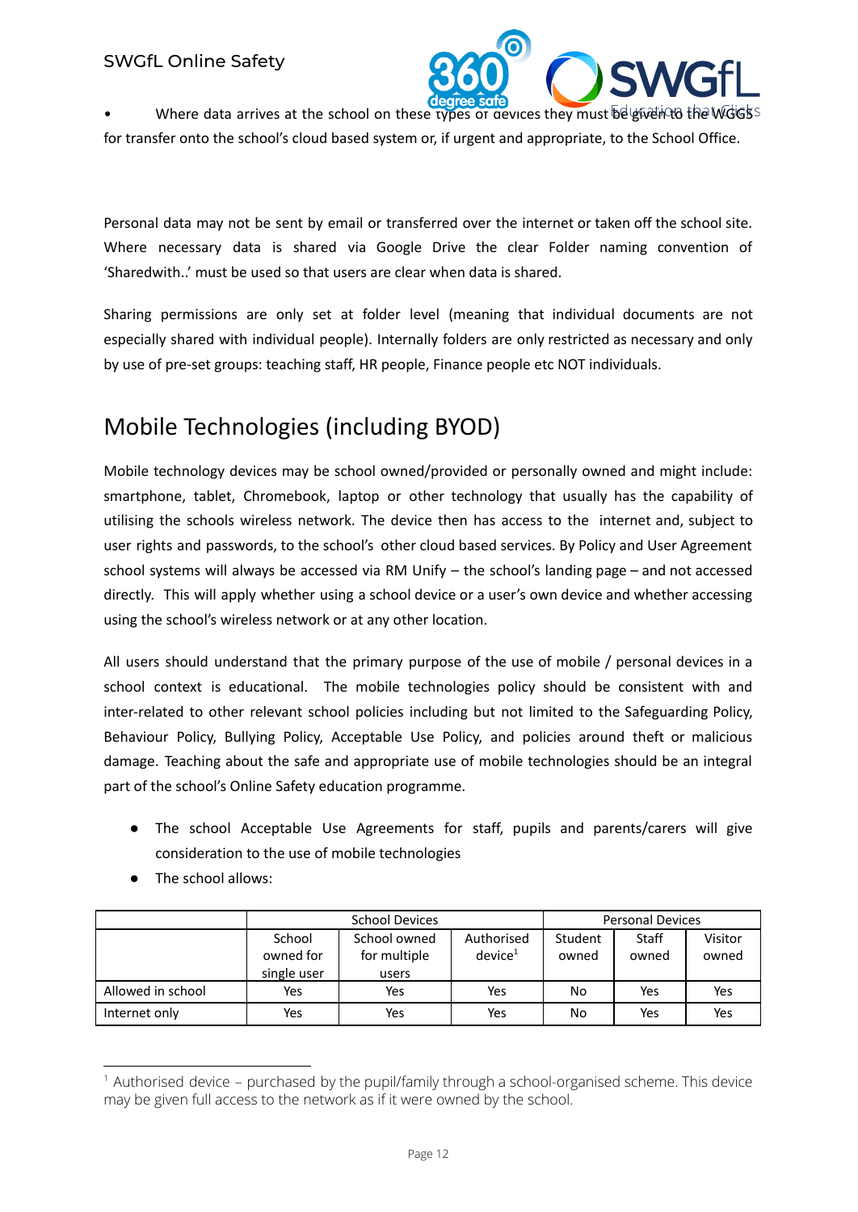- Where data arrives at the school on these types of devices they must be given to the WGGS for transfer onto the school's cloud based system or, if urgent and appropriate, to the School Office.

Personal data may not be sent by email or transferred over the internet or taken off the school site. Where necessary data is shared via Google Drive the clear Folder naming convention of 'Sharedwith..' must be used so that users are clear when data is shared.

Sharing permissions are only set at folder level (meaning that individual documents are not especially shared with individual people). Internally folders are only restricted as necessary and only by use of pre-set groups: teaching staff, HR people, Finance people etc NOT individuals.

# Mobile Technologies (including BYOD)

Mobile technology devices may be school owned/provided or personally owned and might include: smartphone, tablet, Chromebook, laptop or other technology that usually has the capability of utilising the schools wireless network. The device then has access to the internet and, subject to user rights and passwords, to the school's other cloud based services. By Policy and User Agreement school systems will always be accessed via RM Unify – the school's landing page – and not accessed directly. This will apply whether using a school device or a user's own device and whether accessing using the school's wireless network or at any other location.

All users should understand that the primary purpose of the use of mobile / personal devices in a school context is educational. The mobile technologies policy should be consistent with and inter-related to other relevant school policies including but not limited to the Safeguarding Policy, Behaviour Policy, Bullying Policy, Acceptable Use Policy, and policies around theft or malicious damage. Teaching about the safe and appropriate use of mobile technologies should be an integral part of the school's Online Safety education programme.

- The school Acceptable Use Agreements for staff, pupils and parents/carers will give consideration to the use of mobile technologies
- The school allows:

| | School Devices | | | Personal Devices | | |
|---|---|---|---|---|---|---|
| | School owned for single user | School owned for multiple users | Authorised device[1] | Student owned | Staff owned | Visitor owned |
| Allowed in school | Yes | Yes | Yes | No | Yes | Yes |
| Internet only | Yes | Yes | Yes | No | Yes | Yes |

[1] Authorised device – purchased by the pupil/family through a school-organised scheme. This device may be given full access to the network as if it were owned by the school.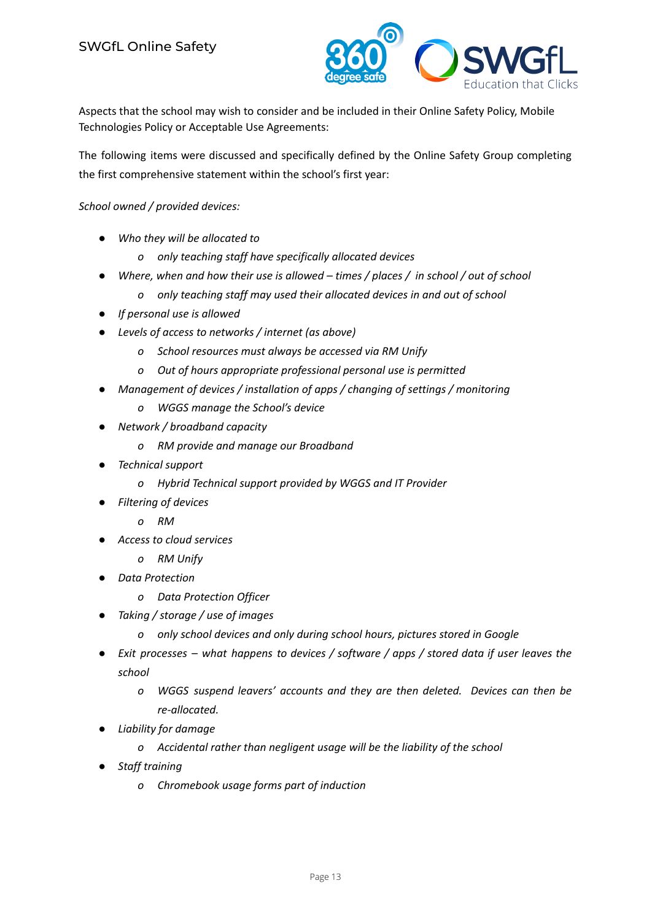Aspects that the school may wish to consider and be included in their Online Safety Policy, Mobile Technologies Policy or Acceptable Use Agreements:

The following items were discussed and specifically defined by the Online Safety Group completing the first comprehensive statement within the school's first year:

*School owned / provided devices:*

- *Who they will be allocated to*
  - *only teaching staff have specifically allocated devices*
- *Where, when and how their use is allowed – times / places / in school / out of school*
  - *only teaching staff may used their allocated devices in and out of school*
- *If personal use is allowed*
- *Levels of access to networks / internet (as above)*
  - *School resources must always be accessed via RM Unify*
  - *Out of hours appropriate professional personal use is permitted*
- *Management of devices / installation of apps / changing of settings / monitoring*
  - *WGGS manage the School's device*
- *Network / broadband capacity*
  - *RM provide and manage our Broadband*
- *Technical support*
  - *Hybrid Technical support provided by WGGS and IT Provider*
- *Filtering of devices*
  - *RM*
- *Access to cloud services*
  - *RM Unify*
- *Data Protection*
  - *Data Protection Officer*
- *Taking / storage / use of images*
  - *only school devices and only during school hours, pictures stored in Google*
- *Exit processes – what happens to devices / software / apps / stored data if user leaves the school*
  - *WGGS suspend leavers' accounts and they are then deleted. Devices can then be re-allocated.*
- *Liability for damage*
  - *Accidental rather than negligent usage will be the liability of the school*
- *Staff training*
  - *Chromebook usage forms part of induction*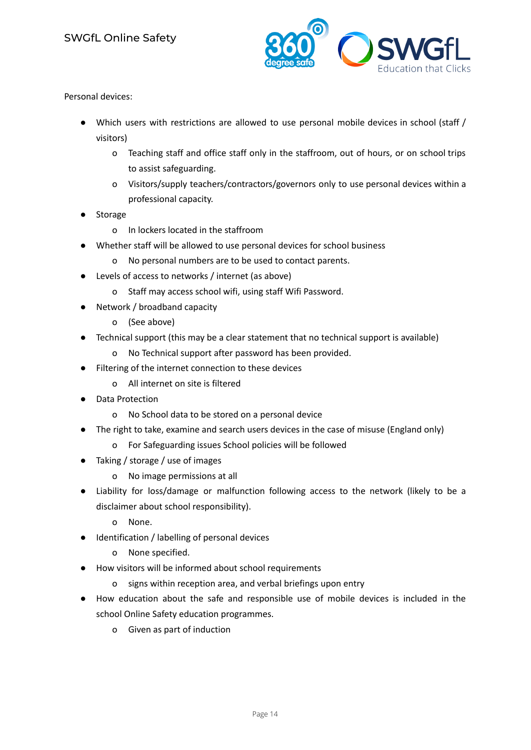Personal devices:

- Which users with restrictions are allowed to use personal mobile devices in school (staff / visitors)
    - Teaching staff and office staff only in the staffroom, out of hours, or on school trips to assist safeguarding.
    - Visitors/supply teachers/contractors/governors only to use personal devices within a professional capacity.
- Storage
    - In lockers located in the staffroom
- Whether staff will be allowed to use personal devices for school business
    - No personal numbers are to be used to contact parents.
- Levels of access to networks / internet (as above)
    - Staff may access school wifi, using staff Wifi Password.
- Network / broadband capacity
    - (See above)
- Technical support (this may be a clear statement that no technical support is available)
    - No Technical support after password has been provided.
- Filtering of the internet connection to these devices
    - All internet on site is filtered
- Data Protection
    - No School data to be stored on a personal device
- The right to take, examine and search users devices in the case of misuse (England only)
    - For Safeguarding issues School policies will be followed
- Taking / storage / use of images
    - No image permissions at all
- Liability for loss/damage or malfunction following access to the network (likely to be a disclaimer about school responsibility).
    - None.
- Identification / labelling of personal devices
    - None specified.
- How visitors will be informed about school requirements
    - signs within reception area, and verbal briefings upon entry
- How education about the safe and responsible use of mobile devices is included in the school Online Safety education programmes.
    - Given as part of induction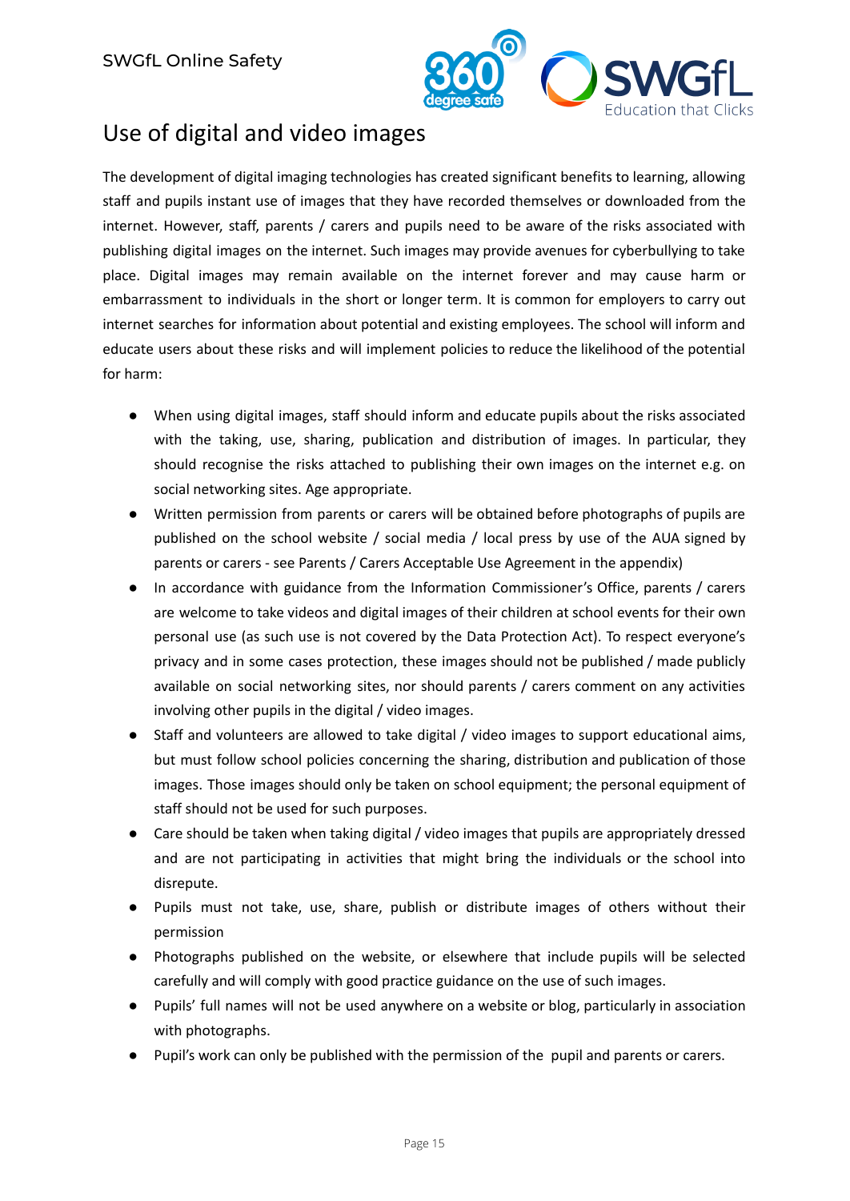# Use of digital and video images

The development of digital imaging technologies has created significant benefits to learning, allowing staff and pupils instant use of images that they have recorded themselves or downloaded from the internet. However, staff, parents / carers and pupils need to be aware of the risks associated with publishing digital images on the internet. Such images may provide avenues for cyberbullying to take place. Digital images may remain available on the internet forever and may cause harm or embarrassment to individuals in the short or longer term. It is common for employers to carry out internet searches for information about potential and existing employees. The school will inform and educate users about these risks and will implement policies to reduce the likelihood of the potential for harm:

- When using digital images, staff should inform and educate pupils about the risks associated with the taking, use, sharing, publication and distribution of images. In particular, they should recognise the risks attached to publishing their own images on the internet e.g. on social networking sites. Age appropriate.
- Written permission from parents or carers will be obtained before photographs of pupils are published on the school website / social media / local press by use of the AUA signed by parents or carers - see Parents / Carers Acceptable Use Agreement in the appendix)
- In accordance with guidance from the Information Commissioner's Office, parents / carers are welcome to take videos and digital images of their children at school events for their own personal use (as such use is not covered by the Data Protection Act). To respect everyone's privacy and in some cases protection, these images should not be published / made publicly available on social networking sites, nor should parents / carers comment on any activities involving other pupils in the digital / video images.
- Staff and volunteers are allowed to take digital / video images to support educational aims, but must follow school policies concerning the sharing, distribution and publication of those images. Those images should only be taken on school equipment; the personal equipment of staff should not be used for such purposes.
- Care should be taken when taking digital / video images that pupils are appropriately dressed and are not participating in activities that might bring the individuals or the school into disrepute.
- Pupils must not take, use, share, publish or distribute images of others without their permission
- Photographs published on the website, or elsewhere that include pupils will be selected carefully and will comply with good practice guidance on the use of such images.
- Pupils' full names will not be used anywhere on a website or blog, particularly in association with photographs.
- Pupil's work can only be published with the permission of the pupil and parents or carers.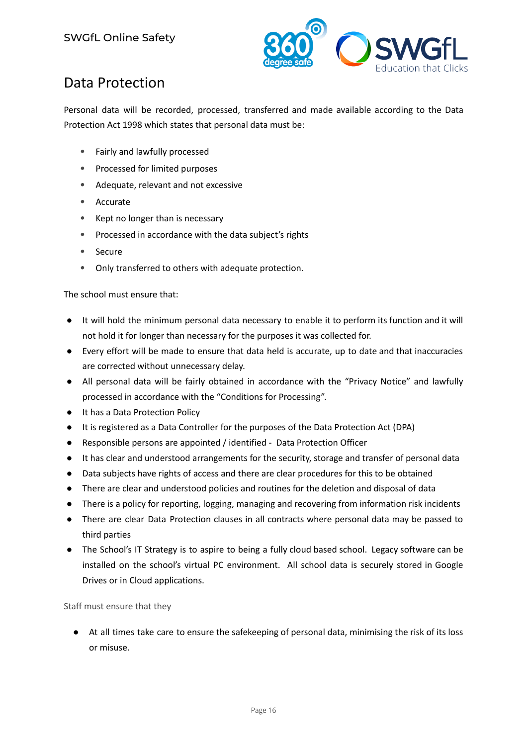## Data Protection

Personal data will be recorded, processed, transferred and made available according to the Data Protection Act 1998 which states that personal data must be:

- Fairly and lawfully processed
- Processed for limited purposes
- Adequate, relevant and not excessive
- Accurate
- Kept no longer than is necessary
- Processed in accordance with the data subject's rights
- Secure
- Only transferred to others with adequate protection.

The school must ensure that:

- It will hold the minimum personal data necessary to enable it to perform its function and it will not hold it for longer than necessary for the purposes it was collected for.
- Every effort will be made to ensure that data held is accurate, up to date and that inaccuracies are corrected without unnecessary delay.
- All personal data will be fairly obtained in accordance with the "Privacy Notice" and lawfully processed in accordance with the "Conditions for Processing".
- It has a Data Protection Policy
- It is registered as a Data Controller for the purposes of the Data Protection Act (DPA)
- Responsible persons are appointed / identified - Data Protection Officer
- It has clear and understood arrangements for the security, storage and transfer of personal data
- Data subjects have rights of access and there are clear procedures for this to be obtained
- There are clear and understood policies and routines for the deletion and disposal of data
- There is a policy for reporting, logging, managing and recovering from information risk incidents
- There are clear Data Protection clauses in all contracts where personal data may be passed to third parties
- The School's IT Strategy is to aspire to being a fully cloud based school. Legacy software can be installed on the school's virtual PC environment. All school data is securely stored in Google Drives or in Cloud applications.

Staff must ensure that they

- At all times take care to ensure the safekeeping of personal data, minimising the risk of its loss or misuse.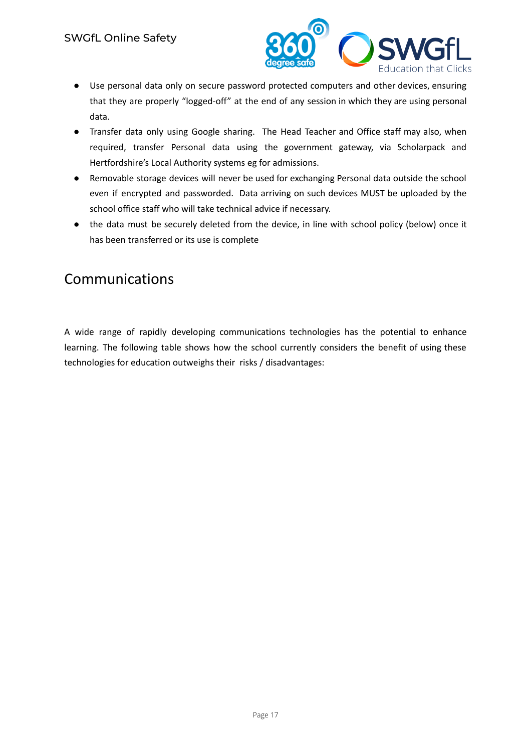- Use personal data only on secure password protected computers and other devices, ensuring that they are properly "logged-off" at the end of any session in which they are using personal data.
- Transfer data only using Google sharing. The Head Teacher and Office staff may also, when required, transfer Personal data using the government gateway, via Scholarpack and Hertfordshire's Local Authority systems eg for admissions.
- Removable storage devices will never be used for exchanging Personal data outside the school even if encrypted and passworded. Data arriving on such devices MUST be uploaded by the school office staff who will take technical advice if necessary.
- the data must be securely deleted from the device, in line with school policy (below) once it has been transferred or its use is complete

## Communications

A wide range of rapidly developing communications technologies has the potential to enhance learning. The following table shows how the school currently considers the benefit of using these technologies for education outweighs their risks / disadvantages: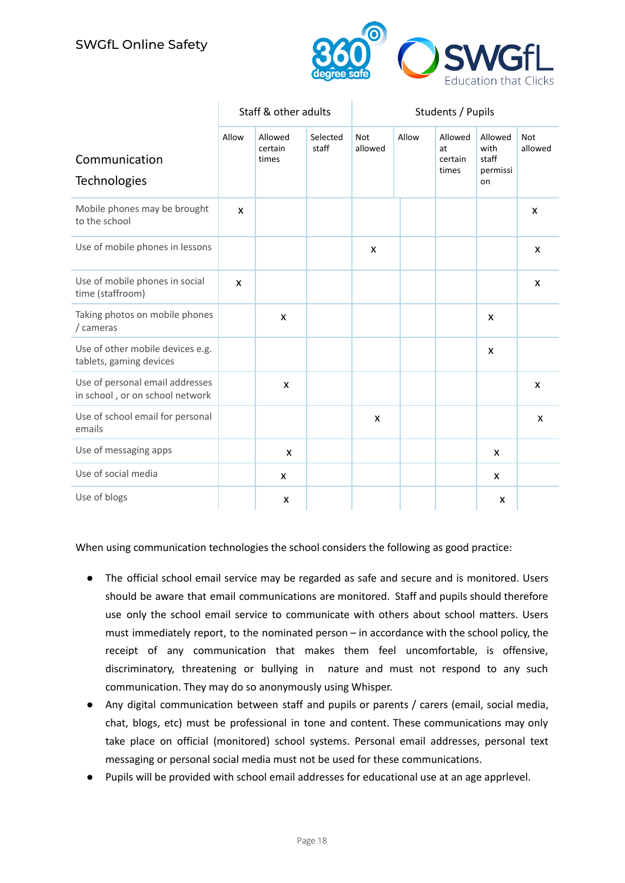| Communication Technologies | Staff & other adults | | | | Students / Pupils | | | |
|---|---|---|---|---|---|---|---|---|
| | Allow | Allowed certain times | Selected staff | Not allowed | Allow | Allowed at certain times | Allowed with staff permission | Not allowed |
| Mobile phones may be brought to the school | x | | | | | | | x |
| Use of mobile phones in lessons | | | | x | | | | x |
| Use of mobile phones in social time (staffroom) | x | | | | | | | x |
| Taking photos on mobile phones / cameras | | x | | | | | x | |
| Use of other mobile devices e.g. tablets, gaming devices | | | | | | | x | |
| Use of personal email addresses in school , or on school network | | x | | | | | | x |
| Use of school email for personal emails | | | | x | | | | x |
| Use of messaging apps | | x | | | | | x | |
| Use of social media | | x | | | | | x | |
| Use of blogs | | x | | | | | x | |

When using communication technologies the school considers the following as good practice:

- The official school email service may be regarded as safe and secure and is monitored. Users should be aware that email communications are monitored. Staff and pupils should therefore use only the school email service to communicate with others about school matters. Users must immediately report, to the nominated person – in accordance with the school policy, the receipt of any communication that makes them feel uncomfortable, is offensive, discriminatory, threatening or bullying in nature and must not respond to any such communication. They may do so anonymously using Whisper.
- Any digital communication between staff and pupils or parents / carers (email, social media, chat, blogs, etc) must be professional in tone and content. These communications may only take place on official (monitored) school systems. Personal email addresses, personal text messaging or personal social media must not be used for these communications.
- Pupils will be provided with school email addresses for educational use at an age apprlevel.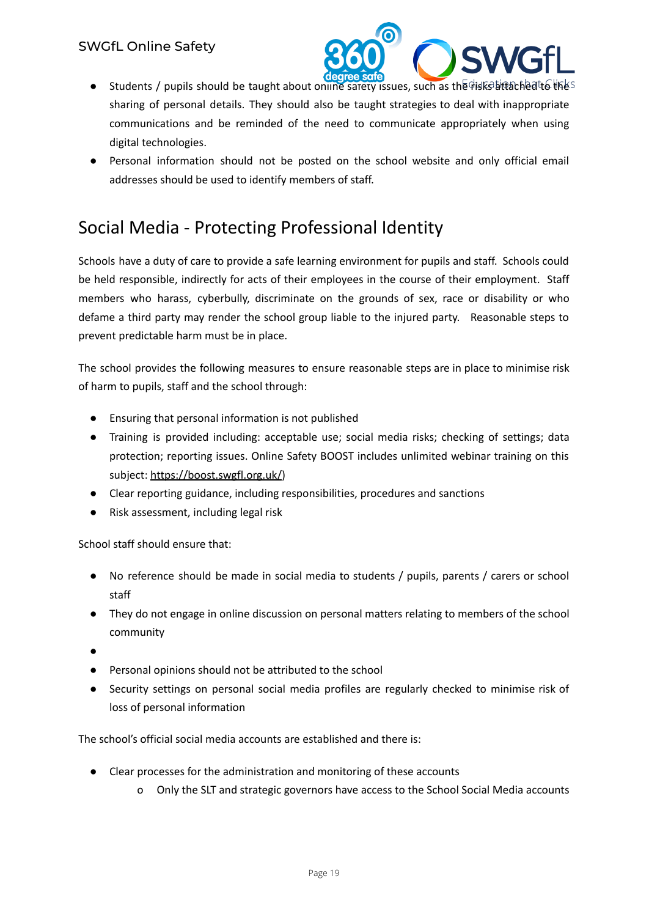- Students / pupils should be taught about online safety issues, such as the risks attached to the sharing of personal details. They should also be taught strategies to deal with inappropriate communications and be reminded of the need to communicate appropriately when using digital technologies.
- Personal information should not be posted on the school website and only official email addresses should be used to identify members of staff.

## Social Media - Protecting Professional Identity

Schools have a duty of care to provide a safe learning environment for pupils and staff. Schools could be held responsible, indirectly for acts of their employees in the course of their employment. Staff members who harass, cyberbully, discriminate on the grounds of sex, race or disability or who defame a third party may render the school group liable to the injured party. Reasonable steps to prevent predictable harm must be in place.

The school provides the following measures to ensure reasonable steps are in place to minimise risk of harm to pupils, staff and the school through:

- Ensuring that personal information is not published
- Training is provided including: acceptable use; social media risks; checking of settings; data protection; reporting issues. Online Safety BOOST includes unlimited webinar training on this subject: https://boost.swgfl.org.uk/)
- Clear reporting guidance, including responsibilities, procedures and sanctions
- Risk assessment, including legal risk

School staff should ensure that:

- No reference should be made in social media to students / pupils, parents / carers or school staff
- They do not engage in online discussion on personal matters relating to members of the school community
- 
- Personal opinions should not be attributed to the school
- Security settings on personal social media profiles are regularly checked to minimise risk of loss of personal information

The school's official social media accounts are established and there is:

- Clear processes for the administration and monitoring of these accounts
  - Only the SLT and strategic governors have access to the School Social Media accounts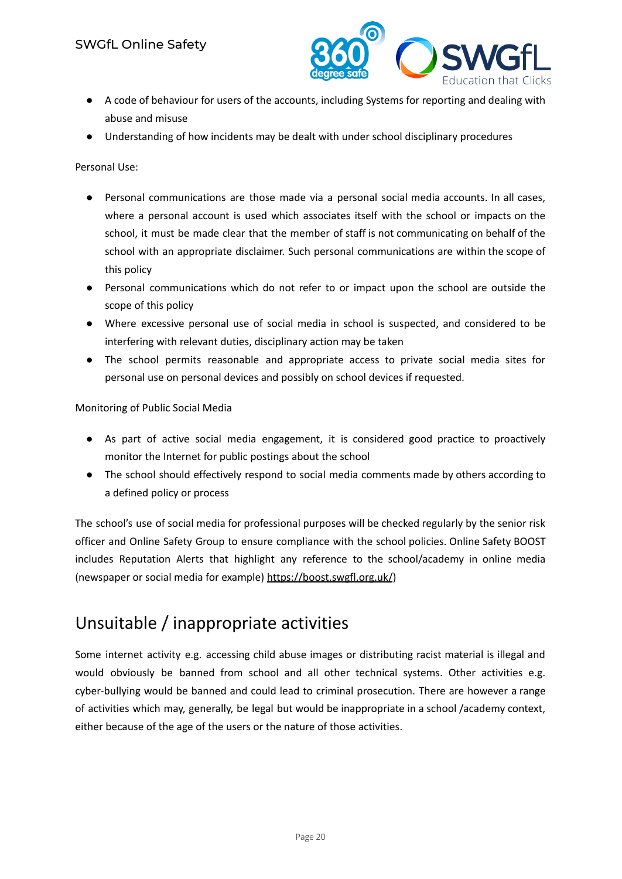- A code of behaviour for users of the accounts, including Systems for reporting and dealing with abuse and misuse
- Understanding of how incidents may be dealt with under school disciplinary procedures

Personal Use:

- Personal communications are those made via a personal social media accounts. In all cases, where a personal account is used which associates itself with the school or impacts on the school, it must be made clear that the member of staff is not communicating on behalf of the school with an appropriate disclaimer. Such personal communications are within the scope of this policy
- Personal communications which do not refer to or impact upon the school are outside the scope of this policy
- Where excessive personal use of social media in school is suspected, and considered to be interfering with relevant duties, disciplinary action may be taken
- The school permits reasonable and appropriate access to private social media sites for personal use on personal devices and possibly on school devices if requested.

Monitoring of Public Social Media

- As part of active social media engagement, it is considered good practice to proactively monitor the Internet for public postings about the school
- The school should effectively respond to social media comments made by others according to a defined policy or process

The school's use of social media for professional purposes will be checked regularly by the senior risk officer and Online Safety Group to ensure compliance with the school policies. Online Safety BOOST includes Reputation Alerts that highlight any reference to the school/academy in online media (newspaper or social media for example) https://boost.swgfl.org.uk/)

# Unsuitable / inappropriate activities

Some internet activity e.g. accessing child abuse images or distributing racist material is illegal and would obviously be banned from school and all other technical systems. Other activities e.g. cyber-bullying would be banned and could lead to criminal prosecution. There are however a range of activities which may, generally, be legal but would be inappropriate in a school /academy context, either because of the age of the users or the nature of those activities.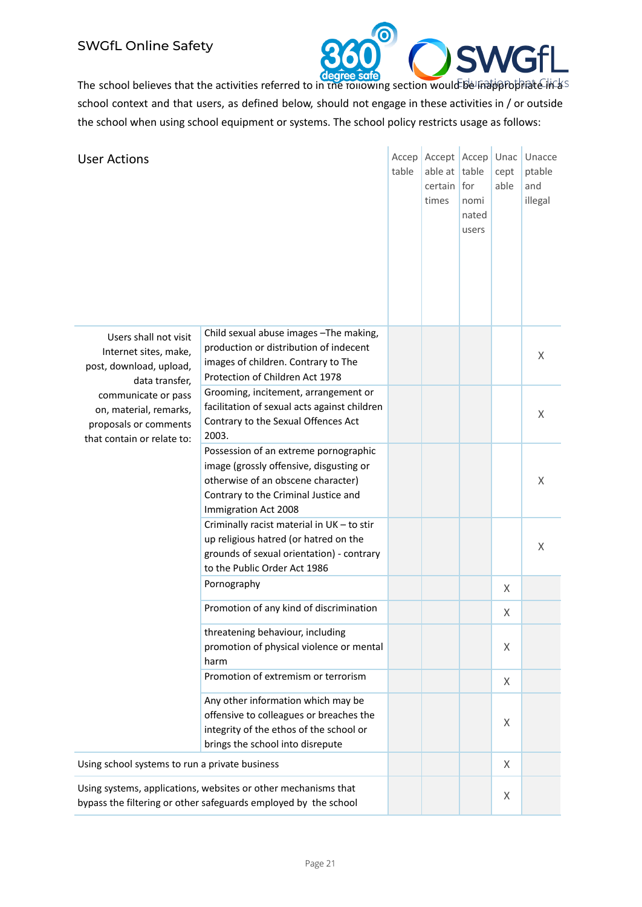The school believes that the activities referred to in the following section would be inappropriate in a school context and that users, as defined below, should not engage in these activities in / or outside the school when using school equipment or systems. The school policy restricts usage as follows:

| User Actions | | Acceptable | Acceptable at certain times | Acceptable for nominated users | Unacceptable | Unacceptable and illegal |
|---|---|---|---|---|---|---|
| Users shall not visit Internet sites, make, post, download, upload, data transfer, communicate or pass on, material, remarks, proposals or comments that contain or relate to: | Child sexual abuse images –The making, production or distribution of indecent images of children. Contrary to The Protection of Children Act 1978 | | | | | X |
| | Grooming, incitement, arrangement or facilitation of sexual acts against children Contrary to the Sexual Offences Act 2003. | | | | | X |
| | Possession of an extreme pornographic image (grossly offensive, disgusting or otherwise of an obscene character) Contrary to the Criminal Justice and Immigration Act 2008 | | | | | X |
| | Criminally racist material in UK – to stir up religious hatred (or hatred on the grounds of sexual orientation) - contrary to the Public Order Act 1986 | | | | | X |
| | Pornography | | | | X | |
| | Promotion of any kind of discrimination | | | | X | |
| | threatening behaviour, including promotion of physical violence or mental harm | | | | X | |
| | Promotion of extremism or terrorism | | | | X | |
| | Any other information which may be offensive to colleagues or breaches the integrity of the ethos of the school or brings the school into disrepute | | | | X | |
| Using school systems to run a private business | | | | | X | |
| Using systems, applications, websites or other mechanisms that bypass the filtering or other safeguards employed by the school | | | | | X | |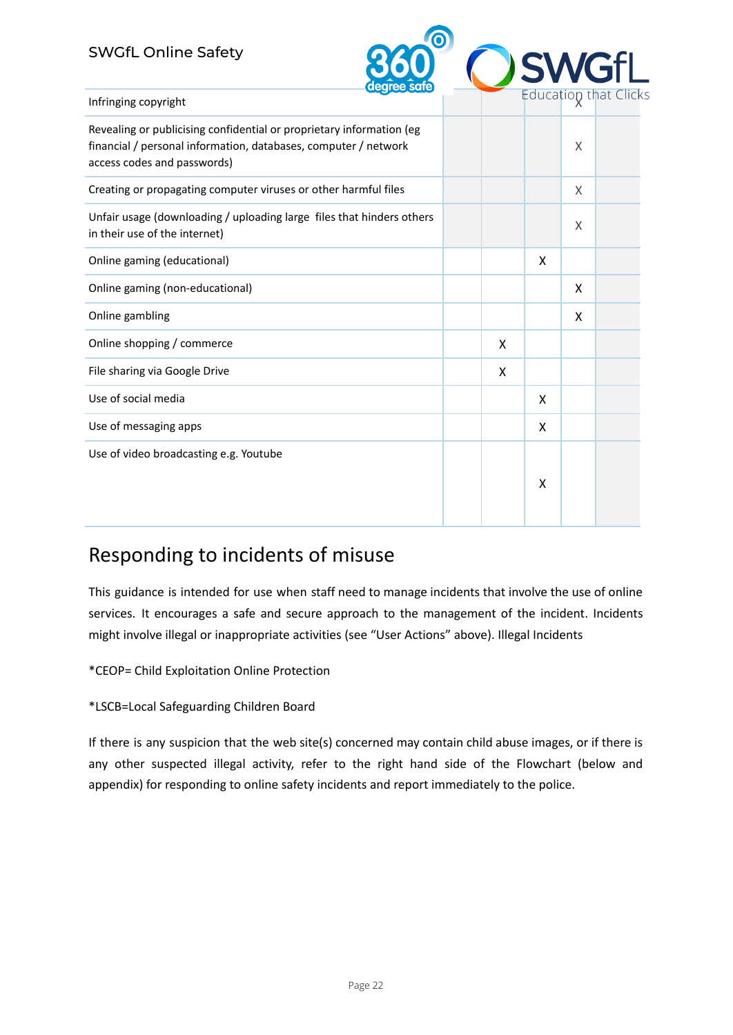| | | | | | |
|---|---|---|---|---|---|
| Infringing copyright | | | | X | |
| Revealing or publicising confidential or proprietary information (eg financial / personal information, databases, computer / network access codes and passwords) | | | | X | |
| Creating or propagating computer viruses or other harmful files | | | | X | |
| Unfair usage (downloading / uploading large files that hinders others in their use of the internet) | | | | X | |
| Online gaming (educational) | | | X | | |
| Online gaming (non-educational) | | | | X | |
| Online gambling | | | | X | |
| Online shopping / commerce | | X | | | |
| File sharing via Google Drive | | X | | | |
| Use of social media | | | X | | |
| Use of messaging apps | | | X | | |
| Use of video broadcasting e.g. Youtube | | | X | | |

## Responding to incidents of misuse

This guidance is intended for use when staff need to manage incidents that involve the use of online services. It encourages a safe and secure approach to the management of the incident. Incidents might involve illegal or inappropriate activities (see "User Actions" above). Illegal Incidents

*CEOP= Child Exploitation Online Protection

*LSCB=Local Safeguarding Children Board

If there is any suspicion that the web site(s) concerned may contain child abuse images, or if there is any other suspected illegal activity, refer to the right hand side of the Flowchart (below and appendix) for responding to online safety incidents and report immediately to the police.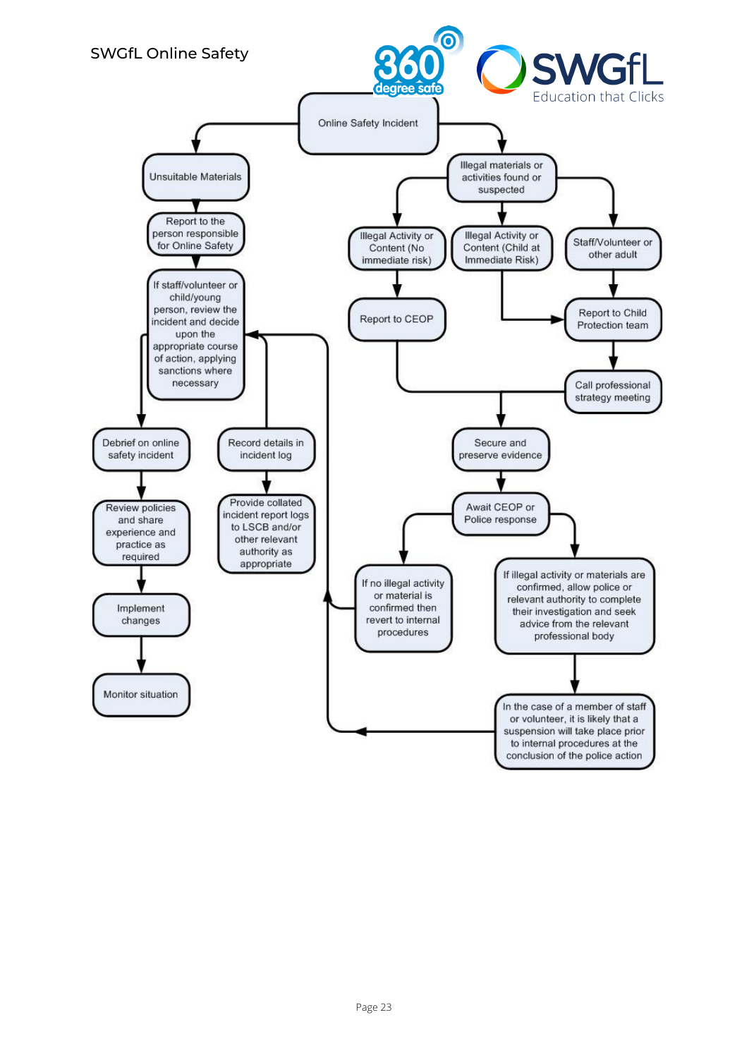Online Safety Incident

**Unsuitable Materials**

- Unsuitable Materials
- Report to the person responsible for Online Safety
- If staff/volunteer or child/young person, review the incident and decide upon the appropriate course of action, applying sanctions where necessary
  - Debrief on online safety incident
    - Review policies and share experience and practice as required
    - Implement changes
    - Monitor situation
  - Record details in incident log
    - Provide collated incident report logs to LSCB and/or other relevant authority as appropriate

**Illegal materials or activities found or suspected**

- Illegal Activity or Content (No immediate risk)
  - Report to CEOP
- Illegal Activity or Content (Child at Immediate Risk)
  - Report to Child Protection team
- Staff/Volunteer or other adult
  - Report to Child Protection team
    - Call professional strategy meeting
- Secure and preserve evidence
- Await CEOP or Police response
  - If no illegal activity or material is confirmed then revert to internal procedures
  - If illegal activity or materials are confirmed, allow police or relevant authority to complete their investigation and seek advice from the relevant professional body
    - In the case of a member of staff or volunteer, it is likely that a suspension will take place prior to internal procedures at the conclusion of the police action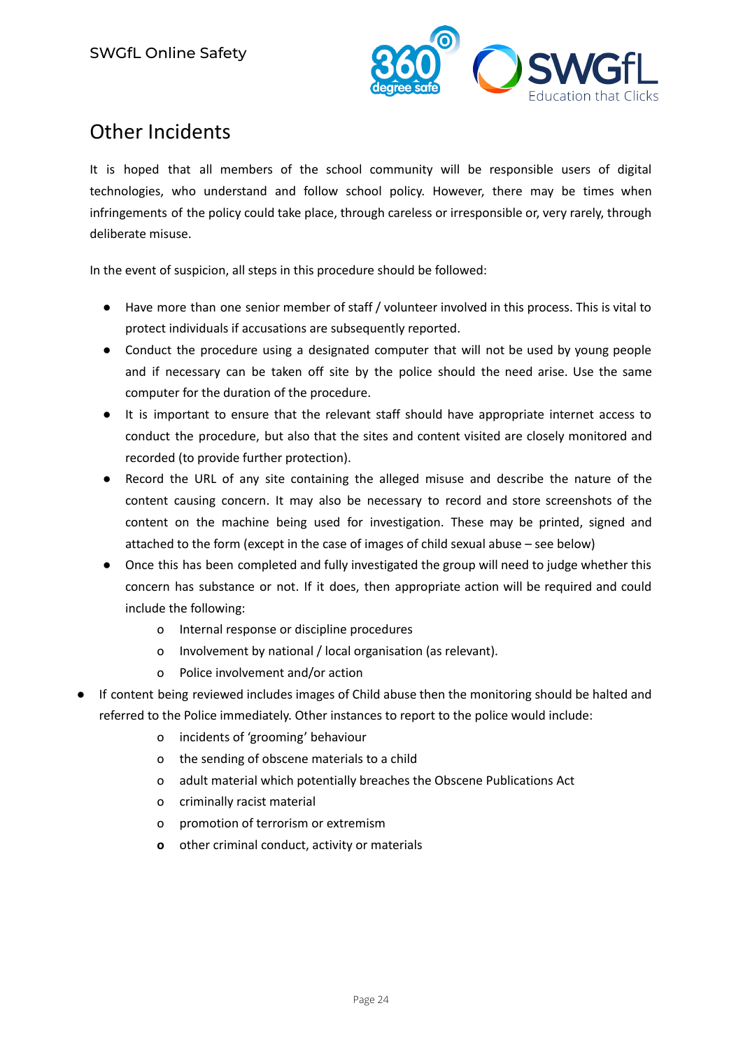## Other Incidents

It is hoped that all members of the school community will be responsible users of digital technologies, who understand and follow school policy. However, there may be times when infringements of the policy could take place, through careless or irresponsible or, very rarely, through deliberate misuse.

In the event of suspicion, all steps in this procedure should be followed:

- Have more than one senior member of staff / volunteer involved in this process. This is vital to protect individuals if accusations are subsequently reported.
- Conduct the procedure using a designated computer that will not be used by young people and if necessary can be taken off site by the police should the need arise. Use the same computer for the duration of the procedure.
- It is important to ensure that the relevant staff should have appropriate internet access to conduct the procedure, but also that the sites and content visited are closely monitored and recorded (to provide further protection).
- Record the URL of any site containing the alleged misuse and describe the nature of the content causing concern. It may also be necessary to record and store screenshots of the content on the machine being used for investigation. These may be printed, signed and attached to the form (except in the case of images of child sexual abuse – see below)
- Once this has been completed and fully investigated the group will need to judge whether this concern has substance or not. If it does, then appropriate action will be required and could include the following:
  - Internal response or discipline procedures
  - Involvement by national / local organisation (as relevant).
  - Police involvement and/or action
- If content being reviewed includes images of Child abuse then the monitoring should be halted and referred to the Police immediately. Other instances to report to the police would include:
  - incidents of 'grooming' behaviour
  - the sending of obscene materials to a child
  - adult material which potentially breaches the Obscene Publications Act
  - criminally racist material
  - promotion of terrorism or extremism
  - other criminal conduct, activity or materials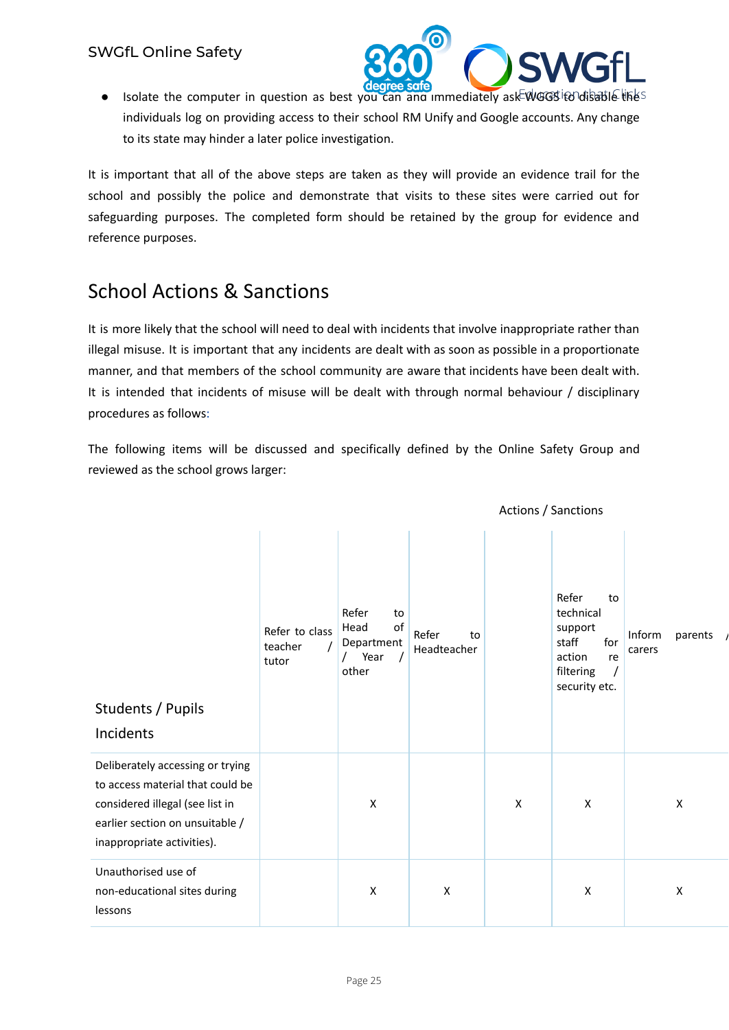- Isolate the computer in question as best you can and immediately ask WGGS to disable the individuals log on providing access to their school RM Unify and Google accounts. Any change to its state may hinder a later police investigation.

It is important that all of the above steps are taken as they will provide an evidence trail for the school and possibly the police and demonstrate that visits to these sites were carried out for safeguarding purposes. The completed form should be retained by the group for evidence and reference purposes.

## School Actions & Sanctions

It is more likely that the school will need to deal with incidents that involve inappropriate rather than illegal misuse. It is important that any incidents are dealt with as soon as possible in a proportionate manner, and that members of the school community are aware that incidents have been dealt with. It is intended that incidents of misuse will be dealt with through normal behaviour / disciplinary procedures as follows:

The following items will be discussed and specifically defined by the Online Safety Group and reviewed as the school grows larger:

| | Actions / Sanctions | | | | | |
|---|---|---|---|---|---|---|
| **Students / Pupils Incidents** | Refer to class teacher / tutor | Refer to Head of Department / Year / other | Refer to Headteacher | | Refer to technical support staff for action re filtering / security etc. | Inform parents / carers |
| Deliberately accessing or trying to access material that could be considered illegal (see list in earlier section on unsuitable / inappropriate activities). | | X | | X | X | X |
| Unauthorised use of non-educational sites during lessons | | X | X | | X | X |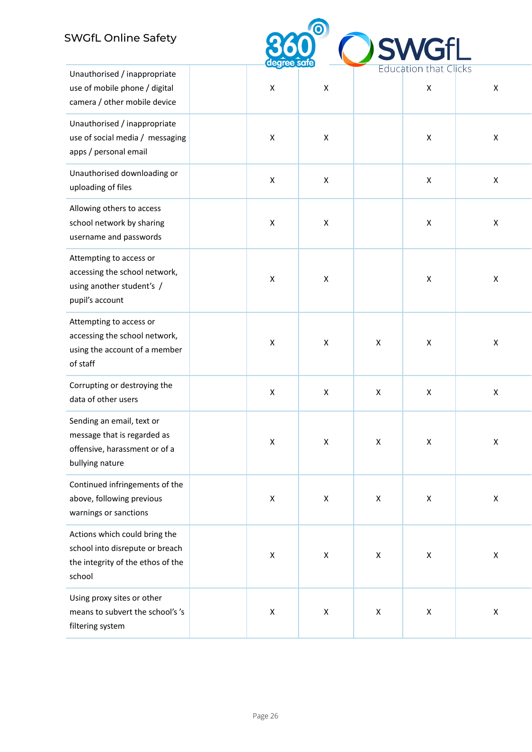| | | | | | | |
|---|---|---|---|---|---|---|
| Unauthorised / inappropriate use of mobile phone / digital camera / other mobile device | | X | X | | X | X |
| Unauthorised / inappropriate use of social media / messaging apps / personal email | | X | X | | X | X |
| Unauthorised downloading or uploading of files | | X | X | | X | X |
| Allowing others to access school network by sharing username and passwords | | X | X | | X | X |
| Attempting to access or accessing the school network, using another student's / pupil's account | | X | X | | X | X |
| Attempting to access or accessing the school network, using the account of a member of staff | | X | X | X | X | X |
| Corrupting or destroying the data of other users | | X | X | X | X | X |
| Sending an email, text or message that is regarded as offensive, harassment or of a bullying nature | | X | X | X | X | X |
| Continued infringements of the above, following previous warnings or sanctions | | X | X | X | X | X |
| Actions which could bring the school into disrepute or breach the integrity of the ethos of the school | | X | X | X | X | X |
| Using proxy sites or other means to subvert the school's 's filtering system | | X | X | X | X | X |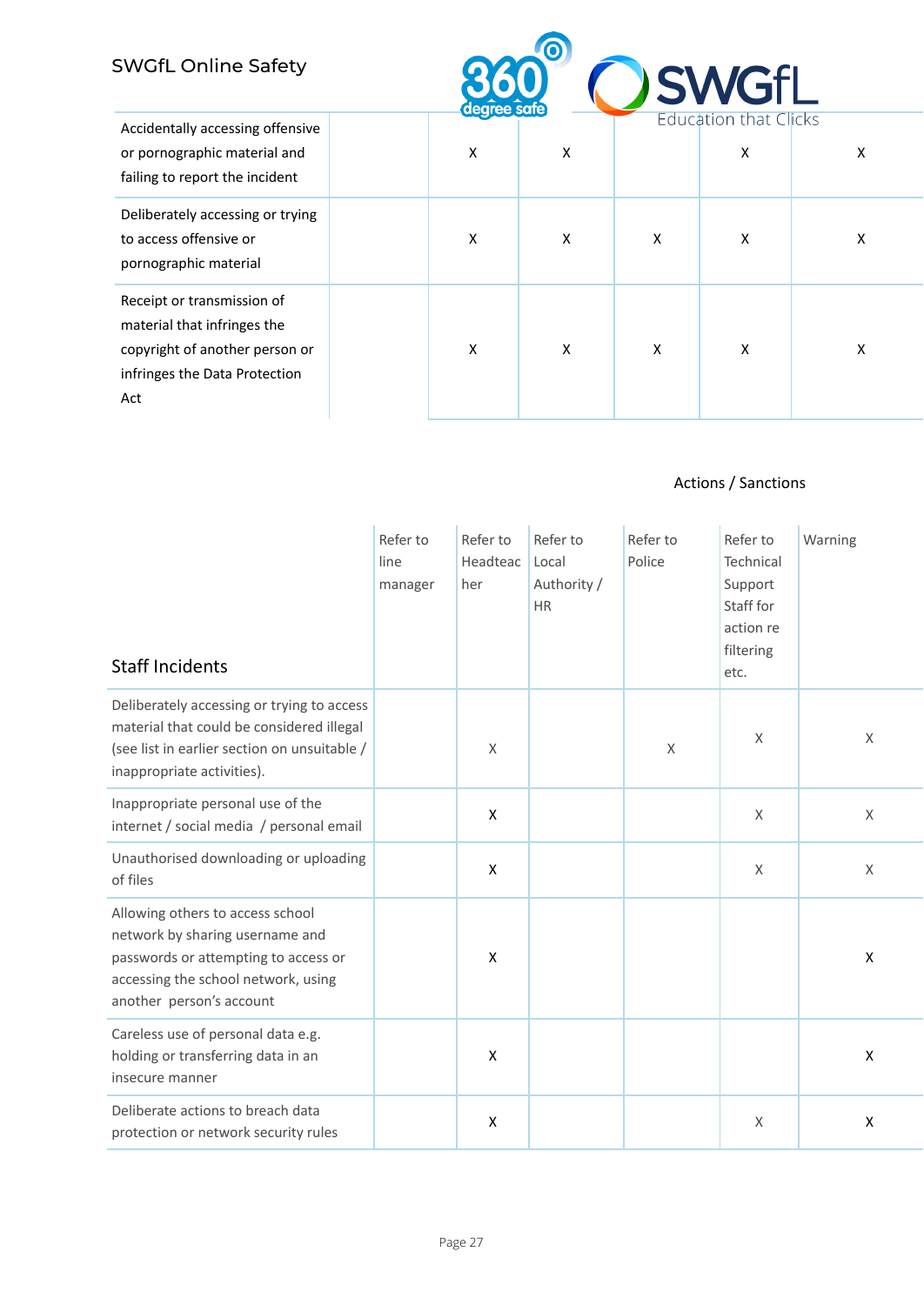| | | | | | | |
|---|---|---|---|---|---|---|
| Accidentally accessing offensive or pornographic material and failing to report the incident | | X | X | | X | X |
| Deliberately accessing or trying to access offensive or pornographic material | | X | X | X | X | X |
| Receipt or transmission of material that infringes the copyright of another person or infringes the Data Protection Act | | X | X | X | X | X |

Actions / Sanctions

| Staff Incidents | Refer to line manager | Refer to Headteacher | Refer to Local Authority / HR | Refer to Police | Refer to Technical Support Staff for action re filtering etc. | Warning |
|---|---|---|---|---|---|---|
| Deliberately accessing or trying to access material that could be considered illegal (see list in earlier section on unsuitable / inappropriate activities). | | X | | X | X | X |
| Inappropriate personal use of the internet / social media / personal email | | X | | | X | X |
| Unauthorised downloading or uploading of files | | X | | | X | X |
| Allowing others to access school network by sharing username and passwords or attempting to access or accessing the school network, using another person's account | | X | | | | X |
| Careless use of personal data e.g. holding or transferring data in an insecure manner | | X | | | | X |
| Deliberate actions to breach data protection or network security rules | | X | | | X | X |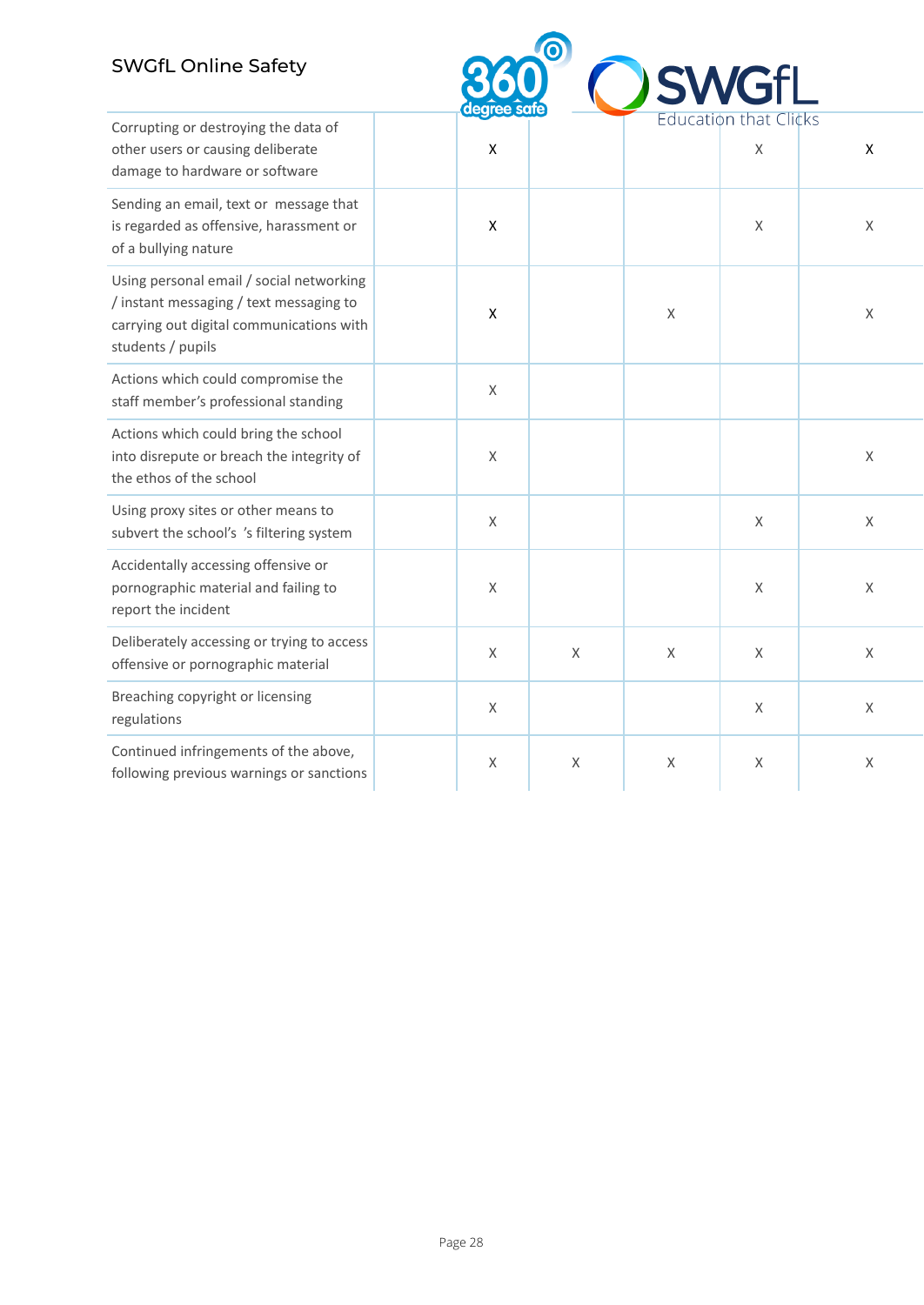| | | | | | | |
|---|---|---|---|---|---|---|
| Corrupting or destroying the data of other users or causing deliberate damage to hardware or software | | X | | | X | X |
| Sending an email, text or message that is regarded as offensive, harassment or of a bullying nature | | X | | | X | X |
| Using personal email / social networking / instant messaging / text messaging to carrying out digital communications with students / pupils | | X | | X | | X |
| Actions which could compromise the staff member's professional standing | | X | | | | |
| Actions which could bring the school into disrepute or breach the integrity of the ethos of the school | | X | | | | X |
| Using proxy sites or other means to subvert the school's 's filtering system | | X | | | X | X |
| Accidentally accessing offensive or pornographic material and failing to report the incident | | X | | | X | X |
| Deliberately accessing or trying to access offensive or pornographic material | | X | X | X | X | X |
| Breaching copyright or licensing regulations | | X | | | X | X |
| Continued infringements of the above, following previous warnings or sanctions | | X | X | X | X | X |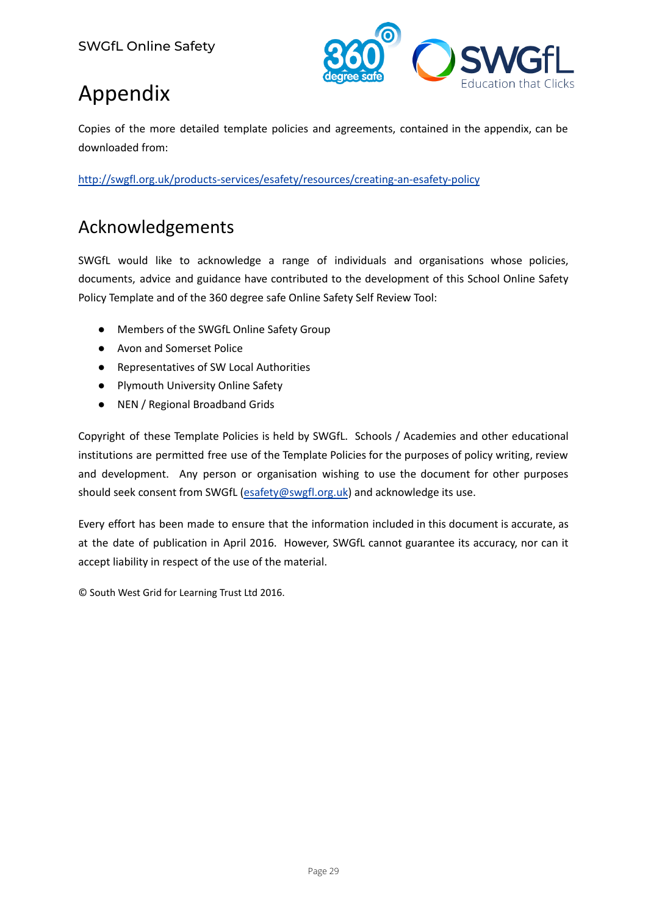# Appendix

Copies of the more detailed template policies and agreements, contained in the appendix, can be downloaded from:

http://swgfl.org.uk/products-services/esafety/resources/creating-an-esafety-policy

## Acknowledgements

SWGfL would like to acknowledge a range of individuals and organisations whose policies, documents, advice and guidance have contributed to the development of this School Online Safety Policy Template and of the 360 degree safe Online Safety Self Review Tool:

- Members of the SWGfL Online Safety Group
- Avon and Somerset Police
- Representatives of SW Local Authorities
- Plymouth University Online Safety
- NEN / Regional Broadband Grids

Copyright of these Template Policies is held by SWGfL. Schools / Academies and other educational institutions are permitted free use of the Template Policies for the purposes of policy writing, review and development. Any person or organisation wishing to use the document for other purposes should seek consent from SWGfL (esafety@swgfl.org.uk) and acknowledge its use.

Every effort has been made to ensure that the information included in this document is accurate, as at the date of publication in April 2016. However, SWGfL cannot guarantee its accuracy, nor can it accept liability in respect of the use of the material.

© South West Grid for Learning Trust Ltd 2016.